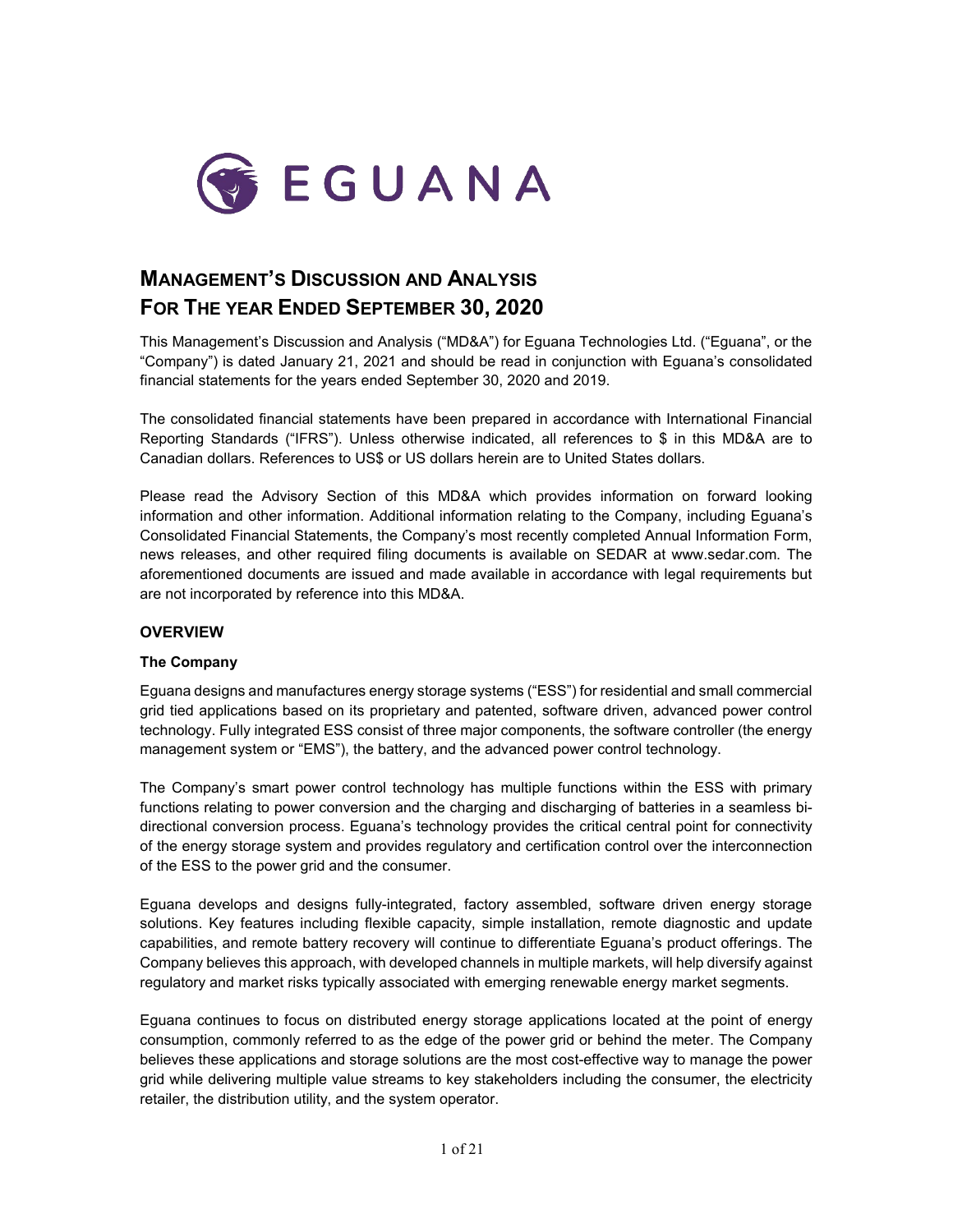EGUANA

# MANAGEMENT'S DISCUSSION AND ANALYSIS FOR THE YEAR ENDED SEPTEMBER 30, 2020

This Management's Discussion and Analysis ("MD&A") for Eguana Technologies Ltd. ("Eguana", or the "Company") is dated January 21, 2021 and should be read in conjunction with Eguana's consolidated financial statements for the years ended September 30, 2020 and 2019.

The consolidated financial statements have been prepared in accordance with International Financial Reporting Standards ("IFRS"). Unless otherwise indicated, all references to $ in this MD&A are to Canadian dollars. References to US$ or US dollars herein are to United States dollars.

Please read the Advisory Section of this MD&A which provides information on forward looking information and other information. Additional information relating to the Company, including Eguana's Consolidated Financial Statements, the Company's most recently completed Annual Information Form, news releases, and other required filing documents is available on SEDAR at www.sedar.com. The aforementioned documents are issued and made available in accordance with legal requirements but are not incorporated by reference into this MD&A.

## OVERVIEW

### The Company

Eguana designs and manufactures energy storage systems ("ESS") for residential and small commercial grid tied applications based on its proprietary and patented, software driven, advanced power control technology. Fully integrated ESS consist of three major components, the software controller (the energy management system or "EMS"), the battery, and the advanced power control technology.

The Company's smart power control technology has multiple functions within the ESS with primary functions relating to power conversion and the charging and discharging of batteries in a seamless bi-directional conversion process. Eguana's technology provides the critical central point for connectivity of the energy storage system and provides regulatory and certification control over the interconnection of the ESS to the power grid and the consumer.

Eguana develops and designs fully-integrated, factory assembled, software driven energy storage solutions. Key features including flexible capacity, simple installation, remote diagnostic and update capabilities, and remote battery recovery will continue to differentiate Eguana's product offerings. The Company believes this approach, with developed channels in multiple markets, will help diversify against regulatory and market risks typically associated with emerging renewable energy market segments.

Eguana continues to focus on distributed energy storage applications located at the point of energy consumption, commonly referred to as the edge of the power grid or behind the meter. The Company believes these applications and storage solutions are the most cost-effective way to manage the power grid while delivering multiple value streams to key stakeholders including the consumer, the electricity retailer, the distribution utility, and the system operator.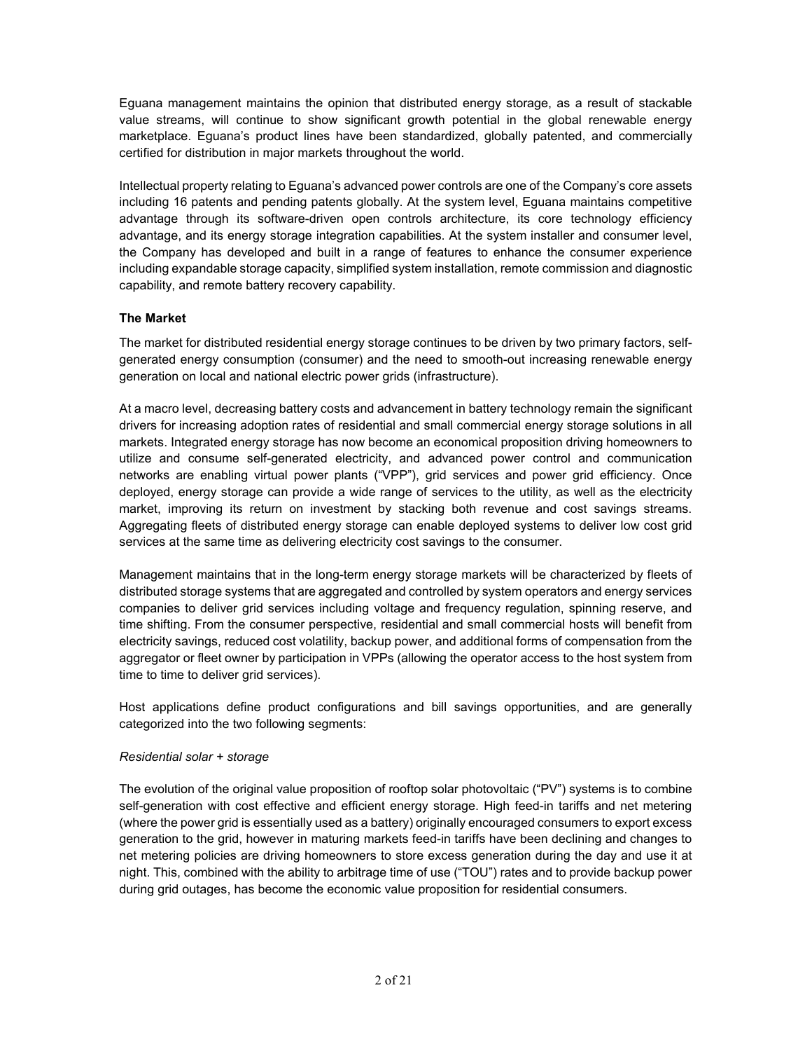Eguana management maintains the opinion that distributed energy storage, as a result of stackable value streams, will continue to show significant growth potential in the global renewable energy marketplace. Eguana's product lines have been standardized, globally patented, and commercially certified for distribution in major markets throughout the world.

Intellectual property relating to Eguana's advanced power controls are one of the Company's core assets including 16 patents and pending patents globally. At the system level, Eguana maintains competitive advantage through its software-driven open controls architecture, its core technology efficiency advantage, and its energy storage integration capabilities. At the system installer and consumer level, the Company has developed and built in a range of features to enhance the consumer experience including expandable storage capacity, simplified system installation, remote commission and diagnostic capability, and remote battery recovery capability.

**The Market**

The market for distributed residential energy storage continues to be driven by two primary factors, self-generated energy consumption (consumer) and the need to smooth-out increasing renewable energy generation on local and national electric power grids (infrastructure).

At a macro level, decreasing battery costs and advancement in battery technology remain the significant drivers for increasing adoption rates of residential and small commercial energy storage solutions in all markets. Integrated energy storage has now become an economical proposition driving homeowners to utilize and consume self-generated electricity, and advanced power control and communication networks are enabling virtual power plants ("VPP"), grid services and power grid efficiency. Once deployed, energy storage can provide a wide range of services to the utility, as well as the electricity market, improving its return on investment by stacking both revenue and cost savings streams. Aggregating fleets of distributed energy storage can enable deployed systems to deliver low cost grid services at the same time as delivering electricity cost savings to the consumer.

Management maintains that in the long-term energy storage markets will be characterized by fleets of distributed storage systems that are aggregated and controlled by system operators and energy services companies to deliver grid services including voltage and frequency regulation, spinning reserve, and time shifting. From the consumer perspective, residential and small commercial hosts will benefit from electricity savings, reduced cost volatility, backup power, and additional forms of compensation from the aggregator or fleet owner by participation in VPPs (allowing the operator access to the host system from time to time to deliver grid services).

Host applications define product configurations and bill savings opportunities, and are generally categorized into the two following segments:

*Residential solar + storage*

The evolution of the original value proposition of rooftop solar photovoltaic ("PV") systems is to combine self-generation with cost effective and efficient energy storage. High feed-in tariffs and net metering (where the power grid is essentially used as a battery) originally encouraged consumers to export excess generation to the grid, however in maturing markets feed-in tariffs have been declining and changes to net metering policies are driving homeowners to store excess generation during the day and use it at night. This, combined with the ability to arbitrage time of use ("TOU") rates and to provide backup power during grid outages, has become the economic value proposition for residential consumers.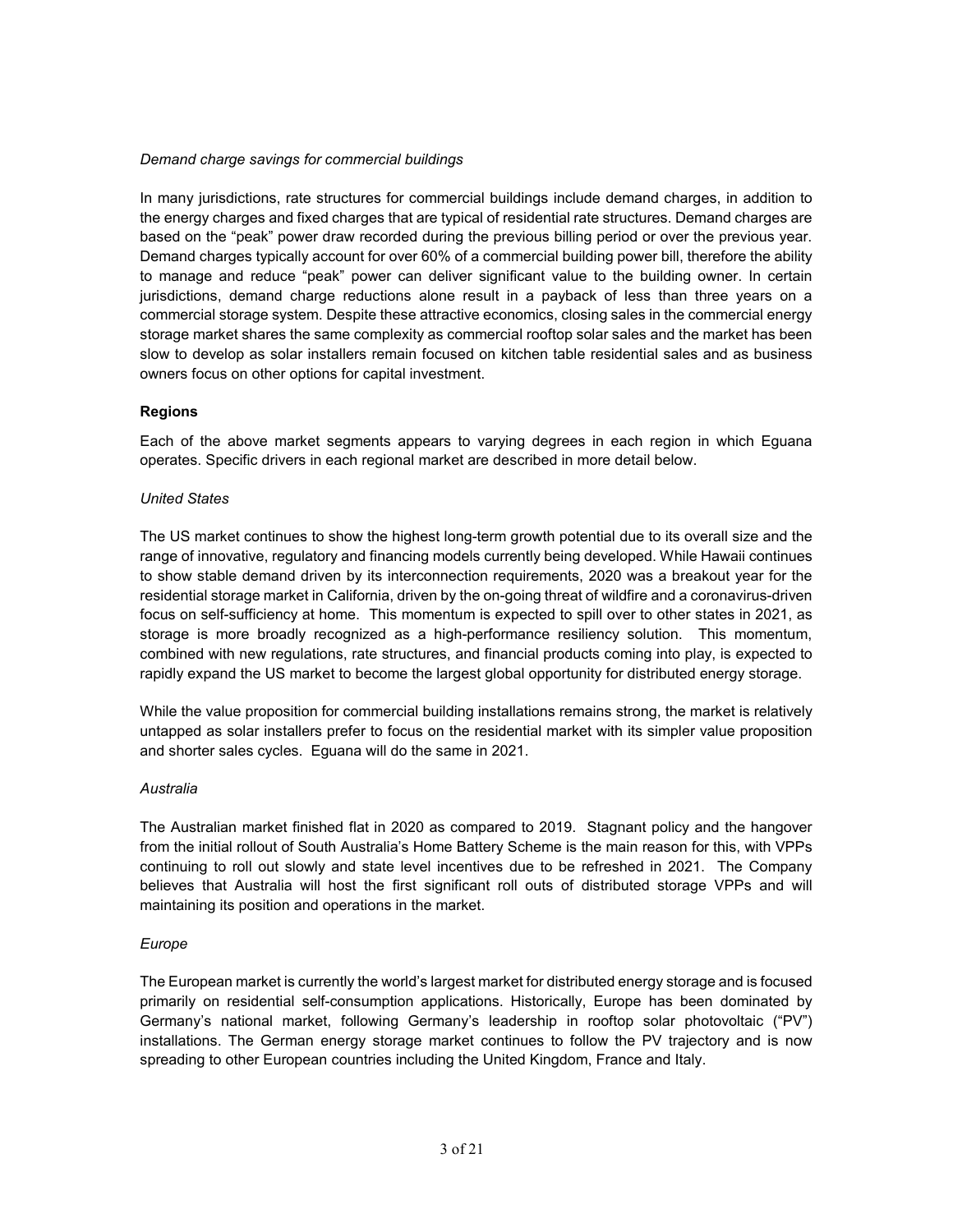*Demand charge savings for commercial buildings*

In many jurisdictions, rate structures for commercial buildings include demand charges, in addition to the energy charges and fixed charges that are typical of residential rate structures. Demand charges are based on the "peak" power draw recorded during the previous billing period or over the previous year. Demand charges typically account for over 60% of a commercial building power bill, therefore the ability to manage and reduce "peak" power can deliver significant value to the building owner. In certain jurisdictions, demand charge reductions alone result in a payback of less than three years on a commercial storage system. Despite these attractive economics, closing sales in the commercial energy storage market shares the same complexity as commercial rooftop solar sales and the market has been slow to develop as solar installers remain focused on kitchen table residential sales and as business owners focus on other options for capital investment.

**Regions**

Each of the above market segments appears to varying degrees in each region in which Eguana operates. Specific drivers in each regional market are described in more detail below.

*United States*

The US market continues to show the highest long-term growth potential due to its overall size and the range of innovative, regulatory and financing models currently being developed. While Hawaii continues to show stable demand driven by its interconnection requirements, 2020 was a breakout year for the residential storage market in California, driven by the on-going threat of wildfire and a coronavirus-driven focus on self-sufficiency at home. This momentum is expected to spill over to other states in 2021, as storage is more broadly recognized as a high-performance resiliency solution. This momentum, combined with new regulations, rate structures, and financial products coming into play, is expected to rapidly expand the US market to become the largest global opportunity for distributed energy storage.

While the value proposition for commercial building installations remains strong, the market is relatively untapped as solar installers prefer to focus on the residential market with its simpler value proposition and shorter sales cycles. Eguana will do the same in 2021.

*Australia*

The Australian market finished flat in 2020 as compared to 2019. Stagnant policy and the hangover from the initial rollout of South Australia's Home Battery Scheme is the main reason for this, with VPPs continuing to roll out slowly and state level incentives due to be refreshed in 2021. The Company believes that Australia will host the first significant roll outs of distributed storage VPPs and will maintaining its position and operations in the market.

*Europe*

The European market is currently the world's largest market for distributed energy storage and is focused primarily on residential self-consumption applications. Historically, Europe has been dominated by Germany's national market, following Germany's leadership in rooftop solar photovoltaic ("PV") installations. The German energy storage market continues to follow the PV trajectory and is now spreading to other European countries including the United Kingdom, France and Italy.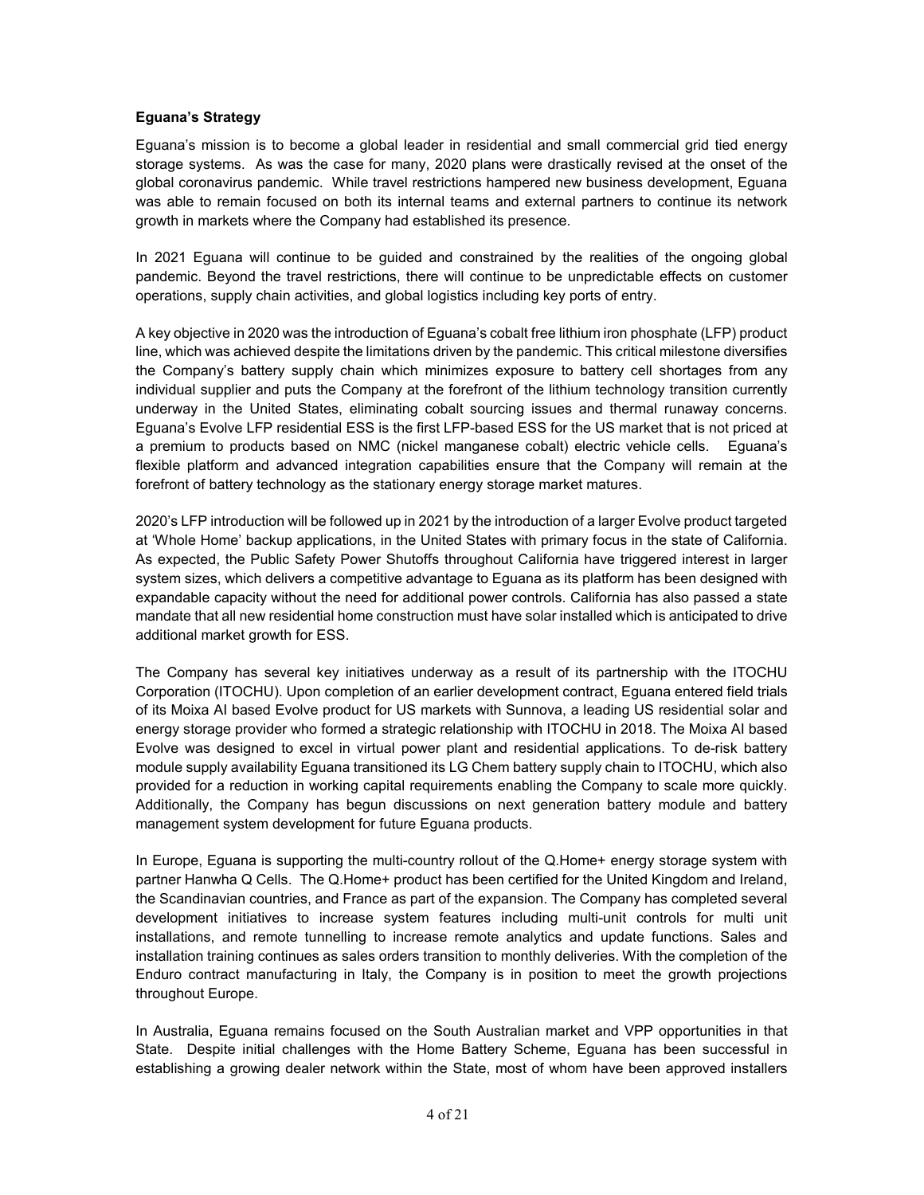**Eguana's Strategy**

Eguana's mission is to become a global leader in residential and small commercial grid tied energy storage systems. As was the case for many, 2020 plans were drastically revised at the onset of the global coronavirus pandemic. While travel restrictions hampered new business development, Eguana was able to remain focused on both its internal teams and external partners to continue its network growth in markets where the Company had established its presence.

In 2021 Eguana will continue to be guided and constrained by the realities of the ongoing global pandemic. Beyond the travel restrictions, there will continue to be unpredictable effects on customer operations, supply chain activities, and global logistics including key ports of entry.

A key objective in 2020 was the introduction of Eguana's cobalt free lithium iron phosphate (LFP) product line, which was achieved despite the limitations driven by the pandemic. This critical milestone diversifies the Company's battery supply chain which minimizes exposure to battery cell shortages from any individual supplier and puts the Company at the forefront of the lithium technology transition currently underway in the United States, eliminating cobalt sourcing issues and thermal runaway concerns. Eguana's Evolve LFP residential ESS is the first LFP-based ESS for the US market that is not priced at a premium to products based on NMC (nickel manganese cobalt) electric vehicle cells. Eguana's flexible platform and advanced integration capabilities ensure that the Company will remain at the forefront of battery technology as the stationary energy storage market matures.

2020's LFP introduction will be followed up in 2021 by the introduction of a larger Evolve product targeted at 'Whole Home' backup applications, in the United States with primary focus in the state of California. As expected, the Public Safety Power Shutoffs throughout California have triggered interest in larger system sizes, which delivers a competitive advantage to Eguana as its platform has been designed with expandable capacity without the need for additional power controls. California has also passed a state mandate that all new residential home construction must have solar installed which is anticipated to drive additional market growth for ESS.

The Company has several key initiatives underway as a result of its partnership with the ITOCHU Corporation (ITOCHU). Upon completion of an earlier development contract, Eguana entered field trials of its Moixa AI based Evolve product for US markets with Sunnova, a leading US residential solar and energy storage provider who formed a strategic relationship with ITOCHU in 2018. The Moixa AI based Evolve was designed to excel in virtual power plant and residential applications. To de-risk battery module supply availability Eguana transitioned its LG Chem battery supply chain to ITOCHU, which also provided for a reduction in working capital requirements enabling the Company to scale more quickly. Additionally, the Company has begun discussions on next generation battery module and battery management system development for future Eguana products.

In Europe, Eguana is supporting the multi-country rollout of the Q.Home+ energy storage system with partner Hanwha Q Cells. The Q.Home+ product has been certified for the United Kingdom and Ireland, the Scandinavian countries, and France as part of the expansion. The Company has completed several development initiatives to increase system features including multi-unit controls for multi unit installations, and remote tunnelling to increase remote analytics and update functions. Sales and installation training continues as sales orders transition to monthly deliveries. With the completion of the Enduro contract manufacturing in Italy, the Company is in position to meet the growth projections throughout Europe.

In Australia, Eguana remains focused on the South Australian market and VPP opportunities in that State. Despite initial challenges with the Home Battery Scheme, Eguana has been successful in establishing a growing dealer network within the State, most of whom have been approved installers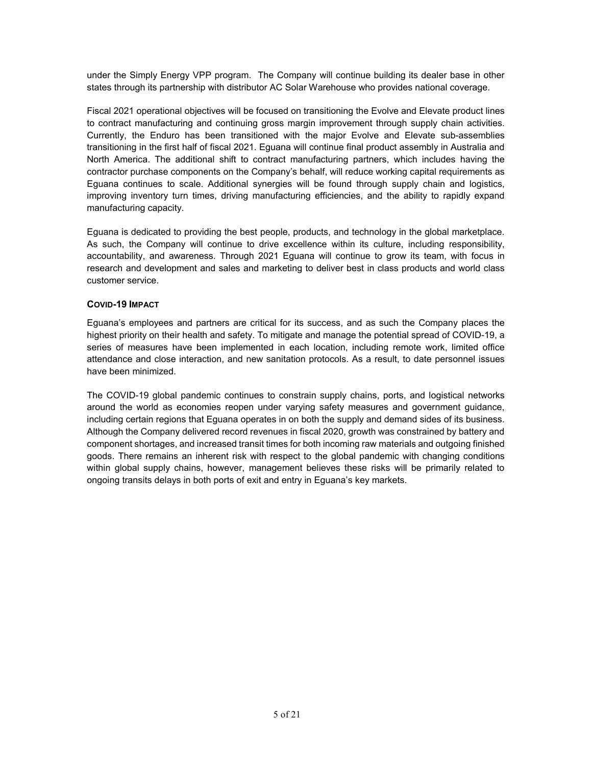under the Simply Energy VPP program. The Company will continue building its dealer base in other states through its partnership with distributor AC Solar Warehouse who provides national coverage.

Fiscal 2021 operational objectives will be focused on transitioning the Evolve and Elevate product lines to contract manufacturing and continuing gross margin improvement through supply chain activities. Currently, the Enduro has been transitioned with the major Evolve and Elevate sub-assemblies transitioning in the first half of fiscal 2021. Eguana will continue final product assembly in Australia and North America. The additional shift to contract manufacturing partners, which includes having the contractor purchase components on the Company's behalf, will reduce working capital requirements as Eguana continues to scale. Additional synergies will be found through supply chain and logistics, improving inventory turn times, driving manufacturing efficiencies, and the ability to rapidly expand manufacturing capacity.

Eguana is dedicated to providing the best people, products, and technology in the global marketplace. As such, the Company will continue to drive excellence within its culture, including responsibility, accountability, and awareness. Through 2021 Eguana will continue to grow its team, with focus in research and development and sales and marketing to deliver best in class products and world class customer service.

## COVID-19 IMPACT

Eguana's employees and partners are critical for its success, and as such the Company places the highest priority on their health and safety. To mitigate and manage the potential spread of COVID-19, a series of measures have been implemented in each location, including remote work, limited office attendance and close interaction, and new sanitation protocols. As a result, to date personnel issues have been minimized.

The COVID-19 global pandemic continues to constrain supply chains, ports, and logistical networks around the world as economies reopen under varying safety measures and government guidance, including certain regions that Eguana operates in on both the supply and demand sides of its business. Although the Company delivered record revenues in fiscal 2020, growth was constrained by battery and component shortages, and increased transit times for both incoming raw materials and outgoing finished goods. There remains an inherent risk with respect to the global pandemic with changing conditions within global supply chains, however, management believes these risks will be primarily related to ongoing transits delays in both ports of exit and entry in Eguana's key markets.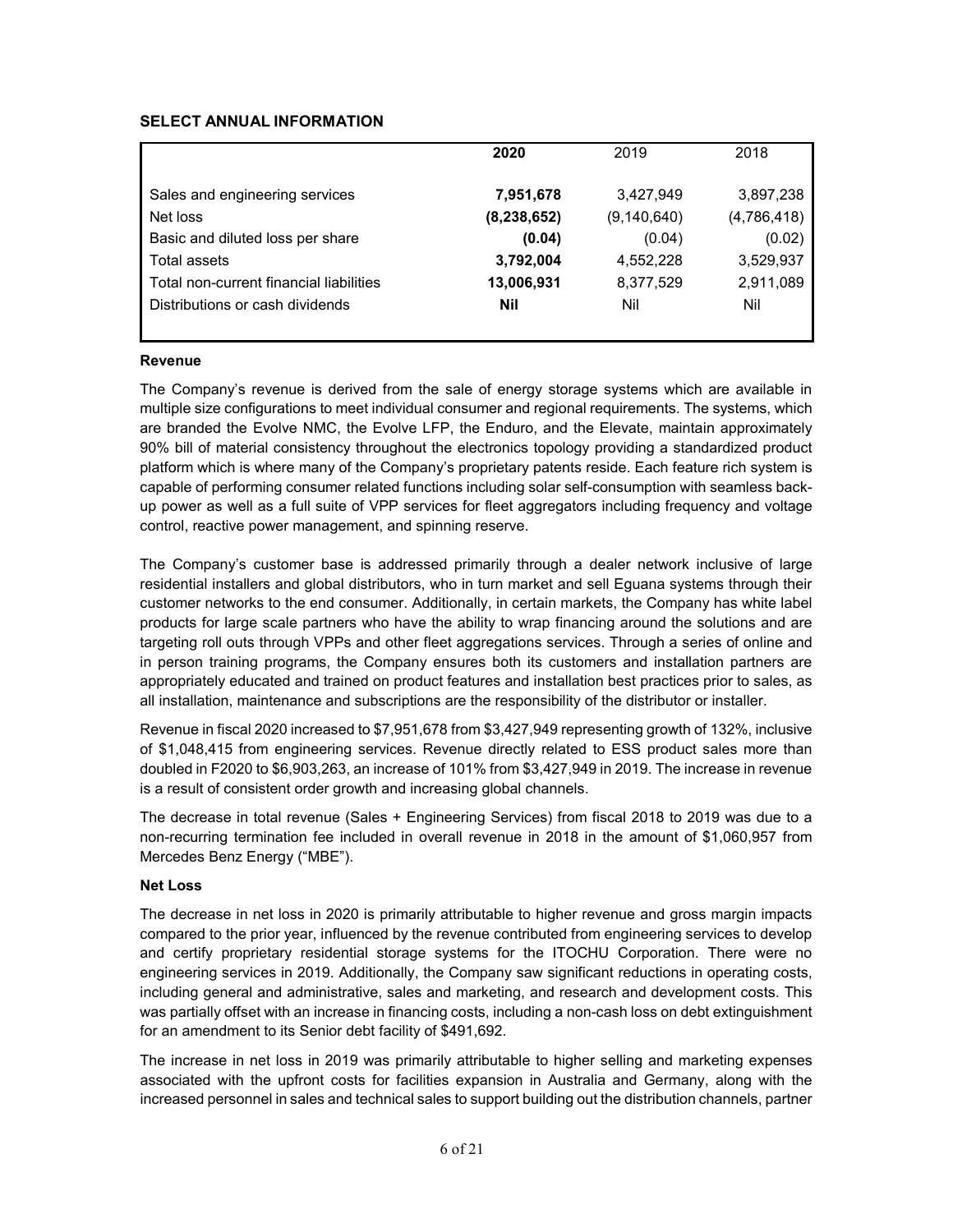## SELECT ANNUAL INFORMATION

| | **2020** | 2019 | 2018 |
|---|---|---|---|
| Sales and engineering services | **7,951,678** | 3,427,949 | 3,897,238 |
| Net loss | **(8,238,652)** | (9,140,640) | (4,786,418) |
| Basic and diluted loss per share | **(0.04)** | (0.04) | (0.02) |
| Total assets | **3,792,004** | 4,552,228 | 3,529,937 |
| Total non-current financial liabilities | **13,006,931** | 8,377,529 | 2,911,089 |
| Distributions or cash dividends | **Nil** | Nil | Nil |

### Revenue

The Company's revenue is derived from the sale of energy storage systems which are available in multiple size configurations to meet individual consumer and regional requirements. The systems, which are branded the Evolve NMC, the Evolve LFP, the Enduro, and the Elevate, maintain approximately 90% bill of material consistency throughout the electronics topology providing a standardized product platform which is where many of the Company's proprietary patents reside. Each feature rich system is capable of performing consumer related functions including solar self-consumption with seamless back-up power as well as a full suite of VPP services for fleet aggregators including frequency and voltage control, reactive power management, and spinning reserve.

The Company's customer base is addressed primarily through a dealer network inclusive of large residential installers and global distributors, who in turn market and sell Eguana systems through their customer networks to the end consumer. Additionally, in certain markets, the Company has white label products for large scale partners who have the ability to wrap financing around the solutions and are targeting roll outs through VPPs and other fleet aggregations services. Through a series of online and in person training programs, the Company ensures both its customers and installation partners are appropriately educated and trained on product features and installation best practices prior to sales, as all installation, maintenance and subscriptions are the responsibility of the distributor or installer.

Revenue in fiscal 2020 increased to $7,951,678 from $3,427,949 representing growth of 132%, inclusive of $1,048,415 from engineering services. Revenue directly related to ESS product sales more than doubled in F2020 to $6,903,263, an increase of 101% from $3,427,949 in 2019. The increase in revenue is a result of consistent order growth and increasing global channels.

The decrease in total revenue (Sales + Engineering Services) from fiscal 2018 to 2019 was due to a non-recurring termination fee included in overall revenue in 2018 in the amount of $1,060,957 from Mercedes Benz Energy ("MBE").

### Net Loss

The decrease in net loss in 2020 is primarily attributable to higher revenue and gross margin impacts compared to the prior year, influenced by the revenue contributed from engineering services to develop and certify proprietary residential storage systems for the ITOCHU Corporation. There were no engineering services in 2019. Additionally, the Company saw significant reductions in operating costs, including general and administrative, sales and marketing, and research and development costs. This was partially offset with an increase in financing costs, including a non-cash loss on debt extinguishment for an amendment to its Senior debt facility of $491,692.

The increase in net loss in 2019 was primarily attributable to higher selling and marketing expenses associated with the upfront costs for facilities expansion in Australia and Germany, along with the increased personnel in sales and technical sales to support building out the distribution channels, partner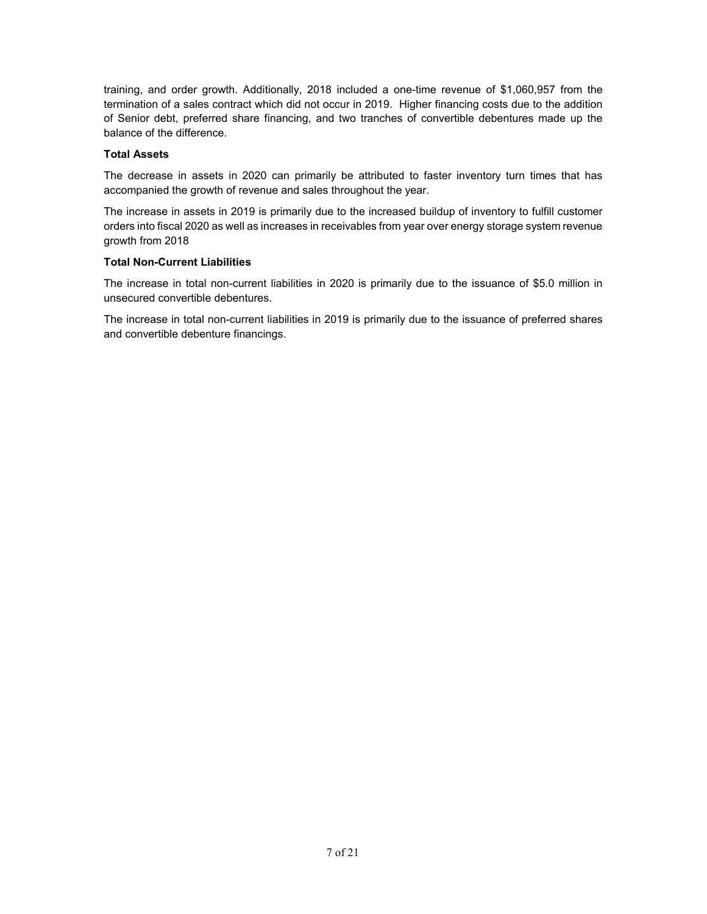training, and order growth. Additionally, 2018 included a one-time revenue of $1,060,957 from the termination of a sales contract which did not occur in 2019. Higher financing costs due to the addition of Senior debt, preferred share financing, and two tranches of convertible debentures made up the balance of the difference.

**Total Assets**

The decrease in assets in 2020 can primarily be attributed to faster inventory turn times that has accompanied the growth of revenue and sales throughout the year.

The increase in assets in 2019 is primarily due to the increased buildup of inventory to fulfill customer orders into fiscal 2020 as well as increases in receivables from year over energy storage system revenue growth from 2018

**Total Non-Current Liabilities**

The increase in total non-current liabilities in 2020 is primarily due to the issuance of $5.0 million in unsecured convertible debentures.

The increase in total non-current liabilities in 2019 is primarily due to the issuance of preferred shares and convertible debenture financings.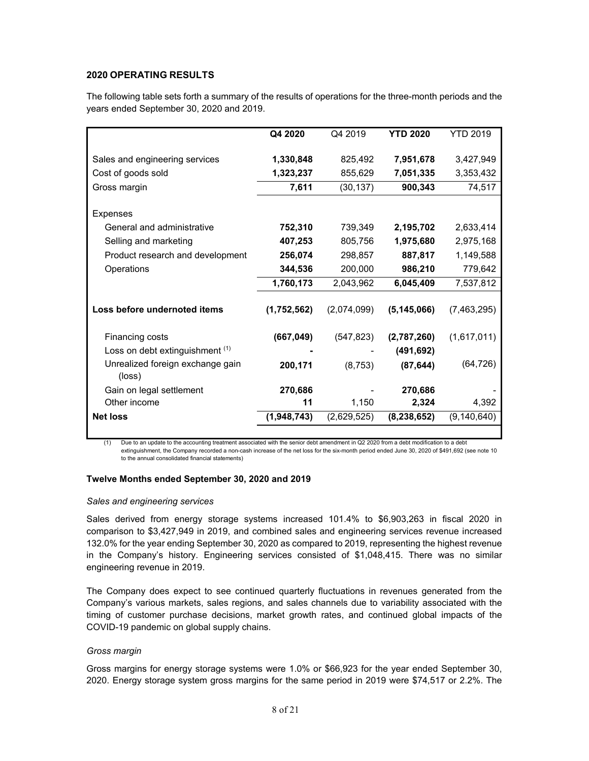## 2020 OPERATING RESULTS

The following table sets forth a summary of the results of operations for the three-month periods and the years ended September 30, 2020 and 2019.

| | **Q4 2020** | Q4 2019 | **YTD 2020** | YTD 2019 |
|---|---|---|---|---|
| Sales and engineering services | **1,330,848** | 825,492 | **7,951,678** | 3,427,949 |
| Cost of goods sold | **1,323,237** | 855,629 | **7,051,335** | 3,353,432 |
| Gross margin | **7,611** | (30,137) | **900,343** | 74,517 |
| Expenses | | | | |
| General and administrative | **752,310** | 739,349 | **2,195,702** | 2,633,414 |
| Selling and marketing | **407,253** | 805,756 | **1,975,680** | 2,975,168 |
| Product research and development | **256,074** | 298,857 | **887,817** | 1,149,588 |
| Operations | **344,536** | 200,000 | **986,210** | 779,642 |
| | **1,760,173** | 2,043,962 | **6,045,409** | 7,537,812 |
| **Loss before undernoted items** | **(1,752,562)** | (2,074,099) | **(5,145,066)** | (7,463,295) |
| Financing costs | **(667,049)** | (547,823) | **(2,787,260)** | (1,617,011) |
| Loss on debt extinguishment [(1)] | **-** | - | **(491,692)** | |
| Unrealized foreign exchange gain (loss) | **200,171** | (8,753) | **(87,644)** | (64,726) |
| Gain on legal settlement | **270,686** | - | **270,686** | - |
| Other income | **11** | 1,150 | **2,324** | 4,392 |
| **Net loss** | **(1,948,743)** | (2,629,525) | **(8,238,652)** | (9,140,640) |

(1) Due to an update to the accounting treatment associated with the senior debt amendment in Q2 2020 from a debt modification to a debt extinguishment, the Company recorded a non-cash increase of the net loss for the six-month period ended June 30, 2020 of $491,692 (see note 10 to the annual consolidated financial statements)

### Twelve Months ended September 30, 2020 and 2019

*Sales and engineering services*

Sales derived from energy storage systems increased 101.4% to $6,903,263 in fiscal 2020 in comparison to $3,427,949 in 2019, and combined sales and engineering services revenue increased 132.0% for the year ending September 30, 2020 as compared to 2019, representing the highest revenue in the Company's history. Engineering services consisted of $1,048,415. There was no similar engineering revenue in 2019.

The Company does expect to see continued quarterly fluctuations in revenues generated from the Company's various markets, sales regions, and sales channels due to variability associated with the timing of customer purchase decisions, market growth rates, and continued global impacts of the COVID-19 pandemic on global supply chains.

*Gross margin*

Gross margins for energy storage systems were 1.0% or $66,923 for the year ended September 30, 2020. Energy storage system gross margins for the same period in 2019 were $74,517 or 2.2%. The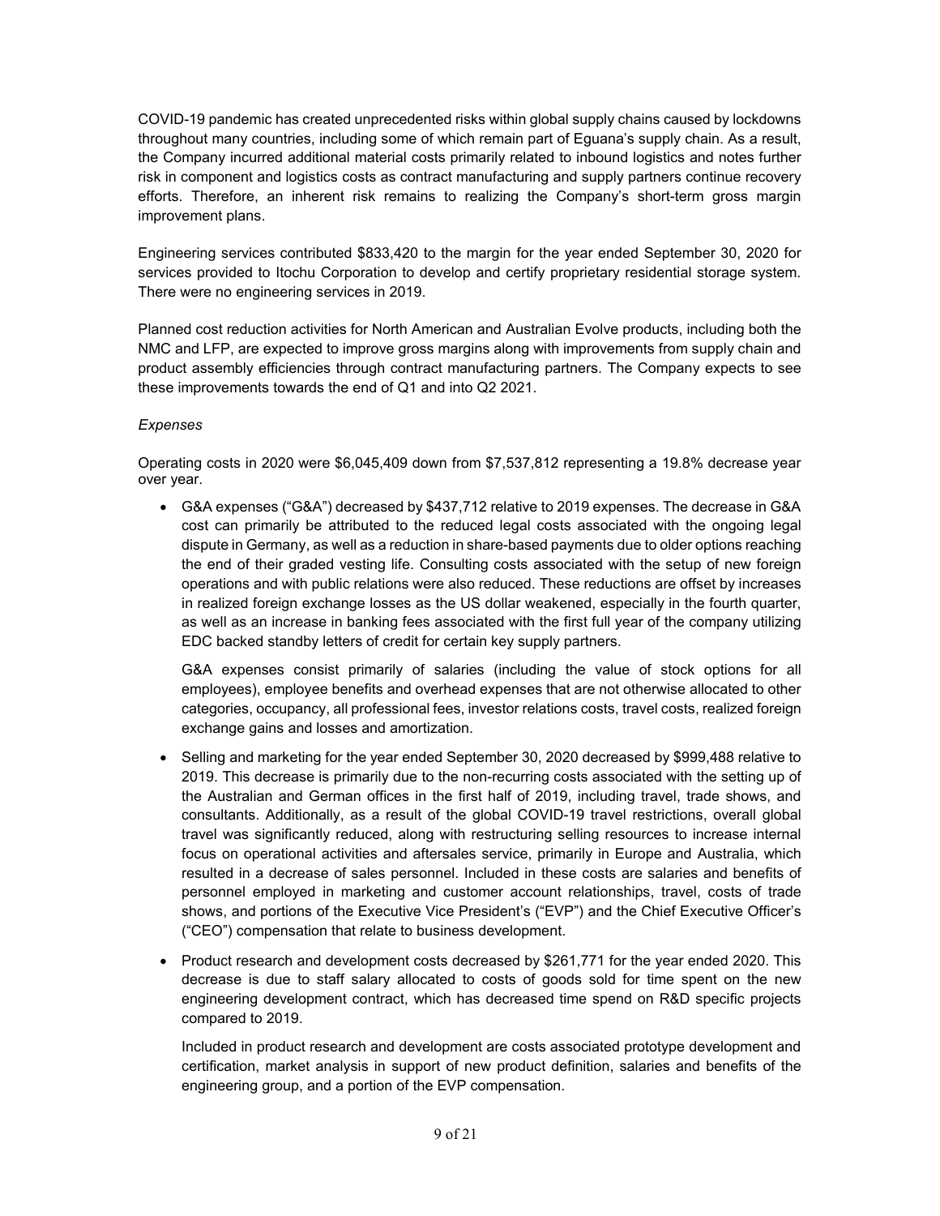COVID-19 pandemic has created unprecedented risks within global supply chains caused by lockdowns throughout many countries, including some of which remain part of Eguana's supply chain. As a result, the Company incurred additional material costs primarily related to inbound logistics and notes further risk in component and logistics costs as contract manufacturing and supply partners continue recovery efforts. Therefore, an inherent risk remains to realizing the Company's short-term gross margin improvement plans.

Engineering services contributed $833,420 to the margin for the year ended September 30, 2020 for services provided to Itochu Corporation to develop and certify proprietary residential storage system. There were no engineering services in 2019.

Planned cost reduction activities for North American and Australian Evolve products, including both the NMC and LFP, are expected to improve gross margins along with improvements from supply chain and product assembly efficiencies through contract manufacturing partners. The Company expects to see these improvements towards the end of Q1 and into Q2 2021.

*Expenses*

Operating costs in 2020 were $6,045,409 down from $7,537,812 representing a 19.8% decrease year over year.

- G&A expenses ("G&A") decreased by $437,712 relative to 2019 expenses. The decrease in G&A cost can primarily be attributed to the reduced legal costs associated with the ongoing legal dispute in Germany, as well as a reduction in share-based payments due to older options reaching the end of their graded vesting life. Consulting costs associated with the setup of new foreign operations and with public relations were also reduced. These reductions are offset by increases in realized foreign exchange losses as the US dollar weakened, especially in the fourth quarter, as well as an increase in banking fees associated with the first full year of the company utilizing EDC backed standby letters of credit for certain key supply partners.

  G&A expenses consist primarily of salaries (including the value of stock options for all employees), employee benefits and overhead expenses that are not otherwise allocated to other categories, occupancy, all professional fees, investor relations costs, travel costs, realized foreign exchange gains and losses and amortization.

- Selling and marketing for the year ended September 30, 2020 decreased by $999,488 relative to 2019. This decrease is primarily due to the non-recurring costs associated with the setting up of the Australian and German offices in the first half of 2019, including travel, trade shows, and consultants. Additionally, as a result of the global COVID-19 travel restrictions, overall global travel was significantly reduced, along with restructuring selling resources to increase internal focus on operational activities and aftersales service, primarily in Europe and Australia, which resulted in a decrease of sales personnel. Included in these costs are salaries and benefits of personnel employed in marketing and customer account relationships, travel, costs of trade shows, and portions of the Executive Vice President's ("EVP") and the Chief Executive Officer's ("CEO") compensation that relate to business development.

- Product research and development costs decreased by $261,771 for the year ended 2020. This decrease is due to staff salary allocated to costs of goods sold for time spent on the new engineering development contract, which has decreased time spend on R&D specific projects compared to 2019.

  Included in product research and development are costs associated prototype development and certification, market analysis in support of new product definition, salaries and benefits of the engineering group, and a portion of the EVP compensation.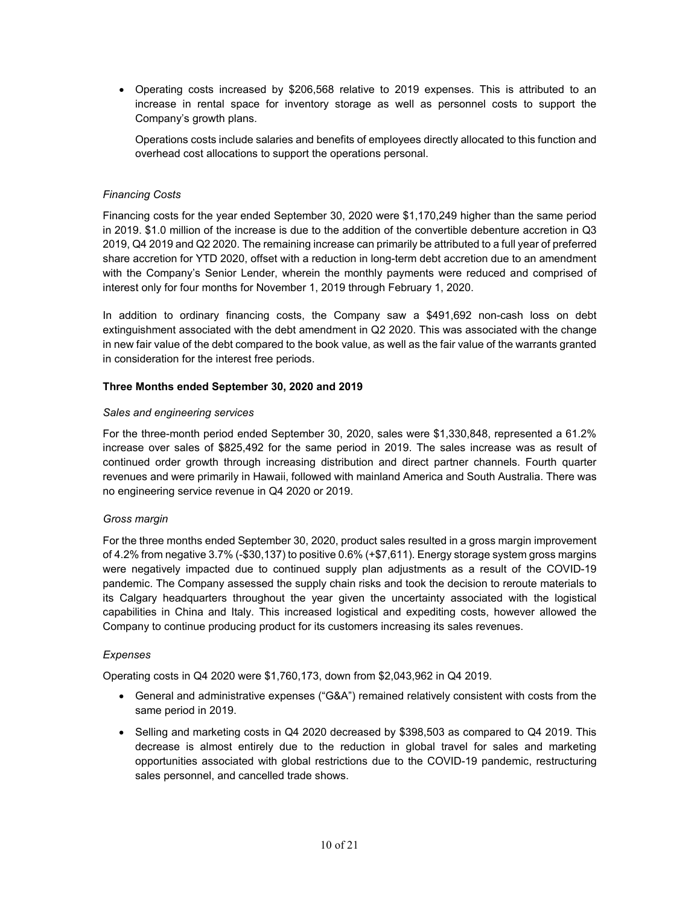- Operating costs increased by $206,568 relative to 2019 expenses. This is attributed to an increase in rental space for inventory storage as well as personnel costs to support the Company's growth plans.

  Operations costs include salaries and benefits of employees directly allocated to this function and overhead cost allocations to support the operations personal.

*Financing Costs*

Financing costs for the year ended September 30, 2020 were $1,170,249 higher than the same period in 2019. $1.0 million of the increase is due to the addition of the convertible debenture accretion in Q3 2019, Q4 2019 and Q2 2020. The remaining increase can primarily be attributed to a full year of preferred share accretion for YTD 2020, offset with a reduction in long-term debt accretion due to an amendment with the Company's Senior Lender, wherein the monthly payments were reduced and comprised of interest only for four months for November 1, 2019 through February 1, 2020.

In addition to ordinary financing costs, the Company saw a $491,692 non-cash loss on debt extinguishment associated with the debt amendment in Q2 2020. This was associated with the change in new fair value of the debt compared to the book value, as well as the fair value of the warrants granted in consideration for the interest free periods.

**Three Months ended September 30, 2020 and 2019**

*Sales and engineering services*

For the three-month period ended September 30, 2020, sales were $1,330,848, represented a 61.2% increase over sales of $825,492 for the same period in 2019. The sales increase was as result of continued order growth through increasing distribution and direct partner channels. Fourth quarter revenues and were primarily in Hawaii, followed with mainland America and South Australia. There was no engineering service revenue in Q4 2020 or 2019.

*Gross margin*

For the three months ended September 30, 2020, product sales resulted in a gross margin improvement of 4.2% from negative 3.7% (-$30,137) to positive 0.6% (+$7,611). Energy storage system gross margins were negatively impacted due to continued supply plan adjustments as a result of the COVID-19 pandemic. The Company assessed the supply chain risks and took the decision to reroute materials to its Calgary headquarters throughout the year given the uncertainty associated with the logistical capabilities in China and Italy. This increased logistical and expediting costs, however allowed the Company to continue producing product for its customers increasing its sales revenues.

*Expenses*

Operating costs in Q4 2020 were $1,760,173, down from $2,043,962 in Q4 2019.

- General and administrative expenses ("G&A") remained relatively consistent with costs from the same period in 2019.
- Selling and marketing costs in Q4 2020 decreased by $398,503 as compared to Q4 2019. This decrease is almost entirely due to the reduction in global travel for sales and marketing opportunities associated with global restrictions due to the COVID-19 pandemic, restructuring sales personnel, and cancelled trade shows.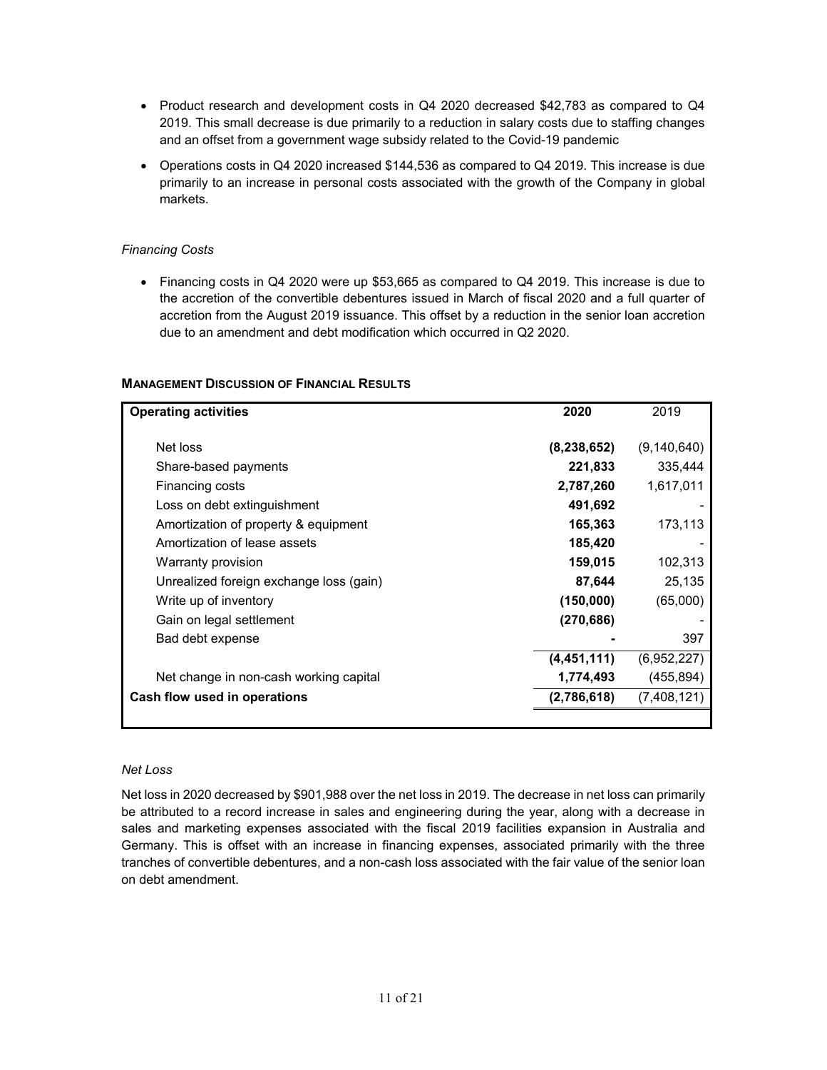- Product research and development costs in Q4 2020 decreased $42,783 as compared to Q4 2019. This small decrease is due primarily to a reduction in salary costs due to staffing changes and an offset from a government wage subsidy related to the Covid-19 pandemic
- Operations costs in Q4 2020 increased $144,536 as compared to Q4 2019. This increase is due primarily to an increase in personal costs associated with the growth of the Company in global markets.

*Financing Costs*

- Financing costs in Q4 2020 were up $53,665 as compared to Q4 2019. This increase is due to the accretion of the convertible debentures issued in March of fiscal 2020 and a full quarter of accretion from the August 2019 issuance. This offset by a reduction in the senior loan accretion due to an amendment and debt modification which occurred in Q2 2020.

## MANAGEMENT DISCUSSION OF FINANCIAL RESULTS

| **Operating activities** | **2020** | 2019 |
|---|---|---|
| Net loss | **(8,238,652)** | (9,140,640) |
| Share-based payments | **221,833** | 335,444 |
| Financing costs | **2,787,260** | 1,617,011 |
| Loss on debt extinguishment | **491,692** | - |
| Amortization of property & equipment | **165,363** | 173,113 |
| Amortization of lease assets | **185,420** | - |
| Warranty provision | **159,015** | 102,313 |
| Unrealized foreign exchange loss (gain) | **87,644** | 25,135 |
| Write up of inventory | **(150,000)** | (65,000) |
| Gain on legal settlement | **(270,686)** | - |
| Bad debt expense | **-** | 397 |
| | **(4,451,111)** | (6,952,227) |
| Net change in non-cash working capital | **1,774,493** | (455,894) |
| **Cash flow used in operations** | **(2,786,618)** | (7,408,121) |

*Net Loss*

Net loss in 2020 decreased by $901,988 over the net loss in 2019. The decrease in net loss can primarily be attributed to a record increase in sales and engineering during the year, along with a decrease in sales and marketing expenses associated with the fiscal 2019 facilities expansion in Australia and Germany. This is offset with an increase in financing expenses, associated primarily with the three tranches of convertible debentures, and a non-cash loss associated with the fair value of the senior loan on debt amendment.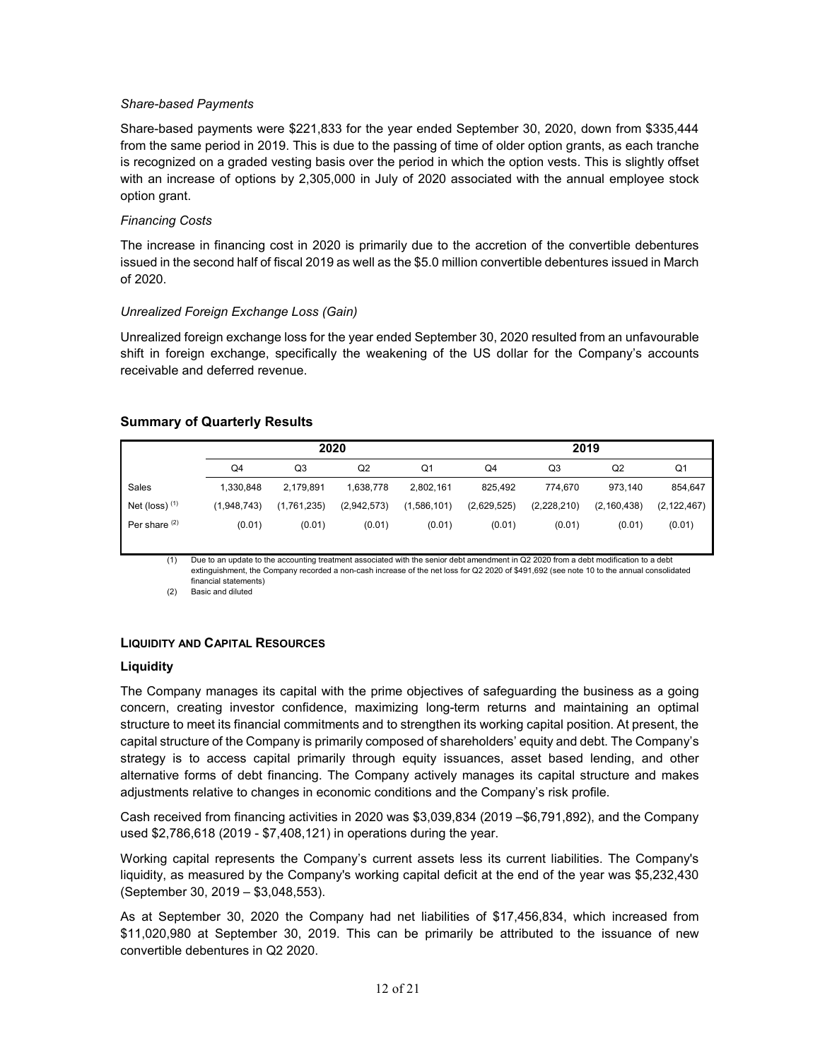*Share-based Payments*

Share-based payments were $221,833 for the year ended September 30, 2020, down from $335,444 from the same period in 2019. This is due to the passing of time of older option grants, as each tranche is recognized on a graded vesting basis over the period in which the option vests. This is slightly offset with an increase of options by 2,305,000 in July of 2020 associated with the annual employee stock option grant.

*Financing Costs*

The increase in financing cost in 2020 is primarily due to the accretion of the convertible debentures issued in the second half of fiscal 2019 as well as the $5.0 million convertible debentures issued in March of 2020.

*Unrealized Foreign Exchange Loss (Gain)*

Unrealized foreign exchange loss for the year ended September 30, 2020 resulted from an unfavourable shift in foreign exchange, specifically the weakening of the US dollar for the Company's accounts receivable and deferred revenue.

## Summary of Quarterly Results

| | 2020 | | | | 2019 | | | |
|---|---|---|---|---|---|---|---|---|
| | Q4 | Q3 | Q2 | Q1 | Q4 | Q3 | Q2 | Q1 |
| Sales | 1,330,848 | 2,179,891 | 1,638,778 | 2,802,161 | 825,492 | 774,670 | 973,140 | 854,647 |
| Net (loss) [1] | (1,948,743) | (1,761,235) | (2,942,573) | (1,586,101) | (2,629,525) | (2,228,210) | (2,160,438) | (2,122,467) |
| Per share [2] | (0.01) | (0.01) | (0.01) | (0.01) | (0.01) | (0.01) | (0.01) | (0.01) |

(1) Due to an update to the accounting treatment associated with the senior debt amendment in Q2 2020 from a debt modification to a debt extinguishment, the Company recorded a non-cash increase of the net loss for Q2 2020 of $491,692 (see note 10 to the annual consolidated financial statements)

(2) Basic and diluted

## LIQUIDITY AND CAPITAL RESOURCES

### Liquidity

The Company manages its capital with the prime objectives of safeguarding the business as a going concern, creating investor confidence, maximizing long-term returns and maintaining an optimal structure to meet its financial commitments and to strengthen its working capital position. At present, the capital structure of the Company is primarily composed of shareholders' equity and debt. The Company's strategy is to access capital primarily through equity issuances, asset based lending, and other alternative forms of debt financing. The Company actively manages its capital structure and makes adjustments relative to changes in economic conditions and the Company's risk profile.

Cash received from financing activities in 2020 was $3,039,834 (2019 –$6,791,892), and the Company used $2,786,618 (2019 - $7,408,121) in operations during the year.

Working capital represents the Company's current assets less its current liabilities. The Company's liquidity, as measured by the Company's working capital deficit at the end of the year was $5,232,430 (September 30, 2019 – $3,048,553).

As at September 30, 2020 the Company had net liabilities of $17,456,834, which increased from $11,020,980 at September 30, 2019. This can be primarily be attributed to the issuance of new convertible debentures in Q2 2020.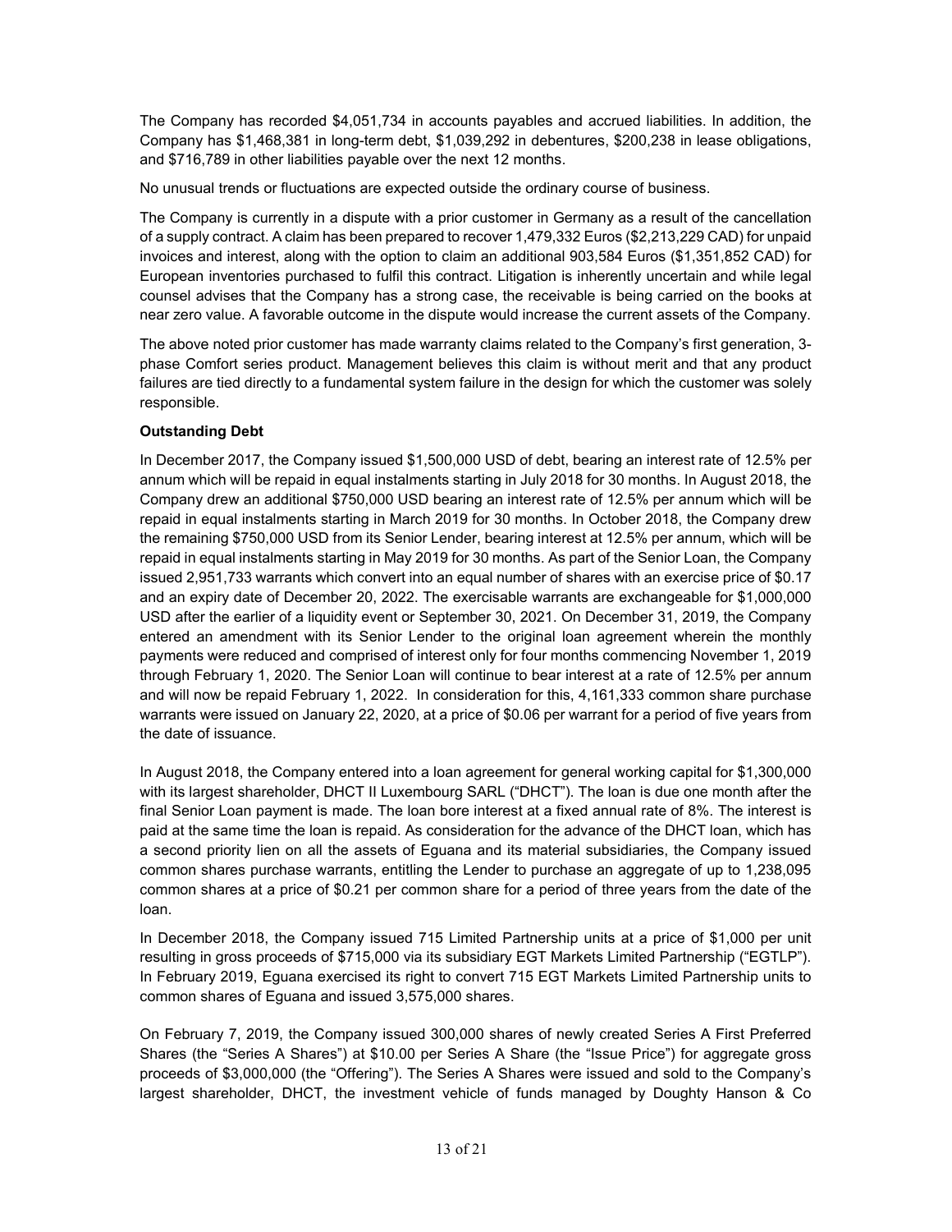The Company has recorded $4,051,734 in accounts payables and accrued liabilities. In addition, the Company has $1,468,381 in long-term debt, $1,039,292 in debentures, $200,238 in lease obligations, and $716,789 in other liabilities payable over the next 12 months.

No unusual trends or fluctuations are expected outside the ordinary course of business.

The Company is currently in a dispute with a prior customer in Germany as a result of the cancellation of a supply contract. A claim has been prepared to recover 1,479,332 Euros ($2,213,229 CAD) for unpaid invoices and interest, along with the option to claim an additional 903,584 Euros ($1,351,852 CAD) for European inventories purchased to fulfil this contract. Litigation is inherently uncertain and while legal counsel advises that the Company has a strong case, the receivable is being carried on the books at near zero value. A favorable outcome in the dispute would increase the current assets of the Company.

The above noted prior customer has made warranty claims related to the Company's first generation, 3-phase Comfort series product. Management believes this claim is without merit and that any product failures are tied directly to a fundamental system failure in the design for which the customer was solely responsible.

**Outstanding Debt**

In December 2017, the Company issued $1,500,000 USD of debt, bearing an interest rate of 12.5% per annum which will be repaid in equal instalments starting in July 2018 for 30 months. In August 2018, the Company drew an additional $750,000 USD bearing an interest rate of 12.5% per annum which will be repaid in equal instalments starting in March 2019 for 30 months. In October 2018, the Company drew the remaining $750,000 USD from its Senior Lender, bearing interest at 12.5% per annum, which will be repaid in equal instalments starting in May 2019 for 30 months. As part of the Senior Loan, the Company issued 2,951,733 warrants which convert into an equal number of shares with an exercise price of $0.17 and an expiry date of December 20, 2022. The exercisable warrants are exchangeable for $1,000,000 USD after the earlier of a liquidity event or September 30, 2021. On December 31, 2019, the Company entered an amendment with its Senior Lender to the original loan agreement wherein the monthly payments were reduced and comprised of interest only for four months commencing November 1, 2019 through February 1, 2020. The Senior Loan will continue to bear interest at a rate of 12.5% per annum and will now be repaid February 1, 2022. In consideration for this, 4,161,333 common share purchase warrants were issued on January 22, 2020, at a price of $0.06 per warrant for a period of five years from the date of issuance.

In August 2018, the Company entered into a loan agreement for general working capital for $1,300,000 with its largest shareholder, DHCT II Luxembourg SARL ("DHCT"). The loan is due one month after the final Senior Loan payment is made. The loan bore interest at a fixed annual rate of 8%. The interest is paid at the same time the loan is repaid. As consideration for the advance of the DHCT loan, which has a second priority lien on all the assets of Eguana and its material subsidiaries, the Company issued common shares purchase warrants, entitling the Lender to purchase an aggregate of up to 1,238,095 common shares at a price of $0.21 per common share for a period of three years from the date of the loan.

In December 2018, the Company issued 715 Limited Partnership units at a price of $1,000 per unit resulting in gross proceeds of $715,000 via its subsidiary EGT Markets Limited Partnership ("EGTLP"). In February 2019, Eguana exercised its right to convert 715 EGT Markets Limited Partnership units to common shares of Eguana and issued 3,575,000 shares.

On February 7, 2019, the Company issued 300,000 shares of newly created Series A First Preferred Shares (the "Series A Shares") at $10.00 per Series A Share (the "Issue Price") for aggregate gross proceeds of $3,000,000 (the "Offering"). The Series A Shares were issued and sold to the Company's largest shareholder, DHCT, the investment vehicle of funds managed by Doughty Hanson & Co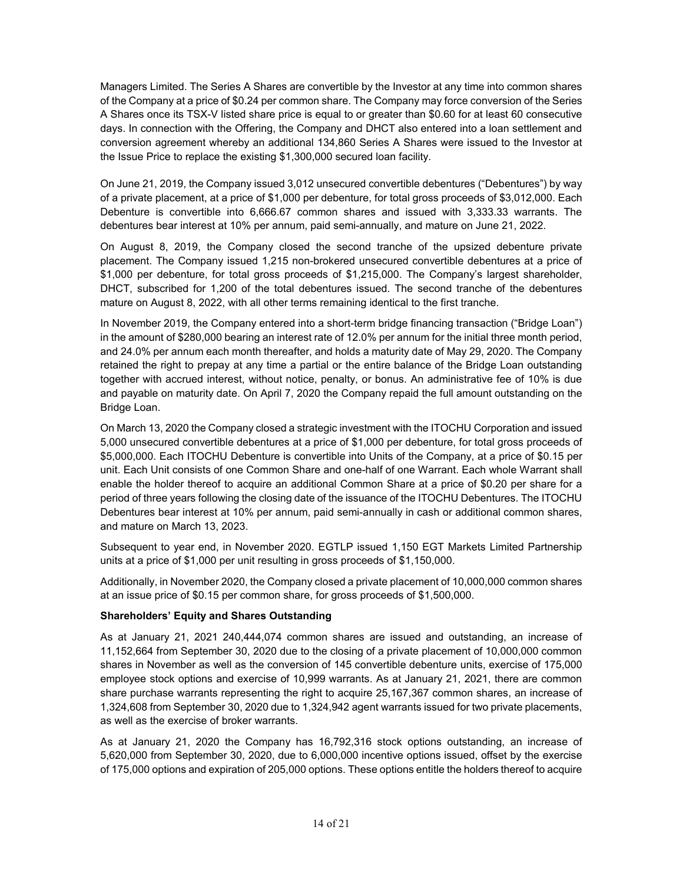Managers Limited. The Series A Shares are convertible by the Investor at any time into common shares of the Company at a price of $0.24 per common share. The Company may force conversion of the Series A Shares once its TSX-V listed share price is equal to or greater than $0.60 for at least 60 consecutive days. In connection with the Offering, the Company and DHCT also entered into a loan settlement and conversion agreement whereby an additional 134,860 Series A Shares were issued to the Investor at the Issue Price to replace the existing $1,300,000 secured loan facility.

On June 21, 2019, the Company issued 3,012 unsecured convertible debentures ("Debentures") by way of a private placement, at a price of $1,000 per debenture, for total gross proceeds of $3,012,000. Each Debenture is convertible into 6,666.67 common shares and issued with 3,333.33 warrants. The debentures bear interest at 10% per annum, paid semi-annually, and mature on June 21, 2022.

On August 8, 2019, the Company closed the second tranche of the upsized debenture private placement. The Company issued 1,215 non-brokered unsecured convertible debentures at a price of $1,000 per debenture, for total gross proceeds of $1,215,000. The Company's largest shareholder, DHCT, subscribed for 1,200 of the total debentures issued. The second tranche of the debentures mature on August 8, 2022, with all other terms remaining identical to the first tranche.

In November 2019, the Company entered into a short-term bridge financing transaction ("Bridge Loan") in the amount of $280,000 bearing an interest rate of 12.0% per annum for the initial three month period, and 24.0% per annum each month thereafter, and holds a maturity date of May 29, 2020. The Company retained the right to prepay at any time a partial or the entire balance of the Bridge Loan outstanding together with accrued interest, without notice, penalty, or bonus. An administrative fee of 10% is due and payable on maturity date. On April 7, 2020 the Company repaid the full amount outstanding on the Bridge Loan.

On March 13, 2020 the Company closed a strategic investment with the ITOCHU Corporation and issued 5,000 unsecured convertible debentures at a price of $1,000 per debenture, for total gross proceeds of $5,000,000. Each ITOCHU Debenture is convertible into Units of the Company, at a price of $0.15 per unit. Each Unit consists of one Common Share and one-half of one Warrant. Each whole Warrant shall enable the holder thereof to acquire an additional Common Share at a price of $0.20 per share for a period of three years following the closing date of the issuance of the ITOCHU Debentures. The ITOCHU Debentures bear interest at 10% per annum, paid semi-annually in cash or additional common shares, and mature on March 13, 2023.

Subsequent to year end, in November 2020. EGTLP issued 1,150 EGT Markets Limited Partnership units at a price of $1,000 per unit resulting in gross proceeds of $1,150,000.

Additionally, in November 2020, the Company closed a private placement of 10,000,000 common shares at an issue price of $0.15 per common share, for gross proceeds of $1,500,000.

**Shareholders' Equity and Shares Outstanding**

As at January 21, 2021 240,444,074 common shares are issued and outstanding, an increase of 11,152,664 from September 30, 2020 due to the closing of a private placement of 10,000,000 common shares in November as well as the conversion of 145 convertible debenture units, exercise of 175,000 employee stock options and exercise of 10,999 warrants. As at January 21, 2021, there are common share purchase warrants representing the right to acquire 25,167,367 common shares, an increase of 1,324,608 from September 30, 2020 due to 1,324,942 agent warrants issued for two private placements, as well as the exercise of broker warrants.

As at January 21, 2020 the Company has 16,792,316 stock options outstanding, an increase of 5,620,000 from September 30, 2020, due to 6,000,000 incentive options issued, offset by the exercise of 175,000 options and expiration of 205,000 options. These options entitle the holders thereof to acquire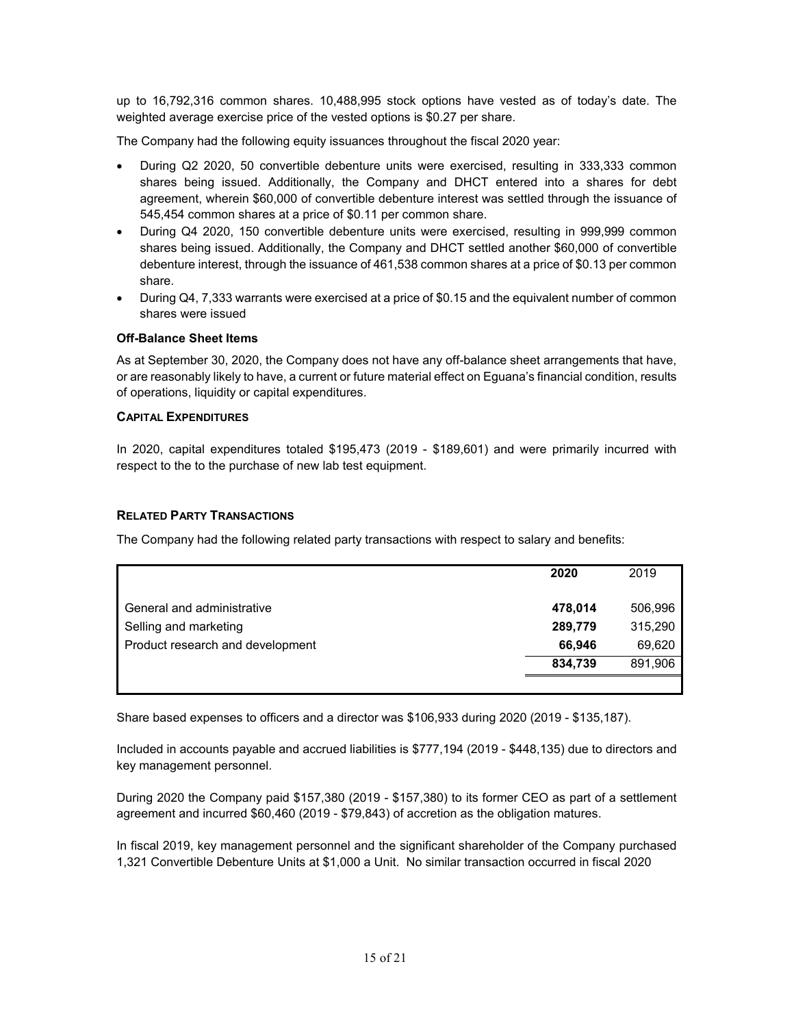up to 16,792,316 common shares. 10,488,995 stock options have vested as of today's date. The weighted average exercise price of the vested options is $0.27 per share.

The Company had the following equity issuances throughout the fiscal 2020 year:

- During Q2 2020, 50 convertible debenture units were exercised, resulting in 333,333 common shares being issued. Additionally, the Company and DHCT entered into a shares for debt agreement, wherein $60,000 of convertible debenture interest was settled through the issuance of 545,454 common shares at a price of $0.11 per common share.
- During Q4 2020, 150 convertible debenture units were exercised, resulting in 999,999 common shares being issued. Additionally, the Company and DHCT settled another $60,000 of convertible debenture interest, through the issuance of 461,538 common shares at a price of $0.13 per common share.
- During Q4, 7,333 warrants were exercised at a price of $0.15 and the equivalent number of common shares were issued

**Off-Balance Sheet Items**

As at September 30, 2020, the Company does not have any off-balance sheet arrangements that have, or are reasonably likely to have, a current or future material effect on Eguana's financial condition, results of operations, liquidity or capital expenditures.

### CAPITAL EXPENDITURES

In 2020, capital expenditures totaled $195,473 (2019 - $189,601) and were primarily incurred with respect to the to the purchase of new lab test equipment.

### RELATED PARTY TRANSACTIONS

The Company had the following related party transactions with respect to salary and benefits:

| | **2020** | 2019 |
|---|---|---|
| General and administrative | **478,014** | 506,996 |
| Selling and marketing | **289,779** | 315,290 |
| Product research and development | **66,946** | 69,620 |
| | **834,739** | 891,906 |

Share based expenses to officers and a director was $106,933 during 2020 (2019 - $135,187).

Included in accounts payable and accrued liabilities is $777,194 (2019 - $448,135) due to directors and key management personnel.

During 2020 the Company paid $157,380 (2019 - $157,380) to its former CEO as part of a settlement agreement and incurred $60,460 (2019 - $79,843) of accretion as the obligation matures.

In fiscal 2019, key management personnel and the significant shareholder of the Company purchased 1,321 Convertible Debenture Units at $1,000 a Unit. No similar transaction occurred in fiscal 2020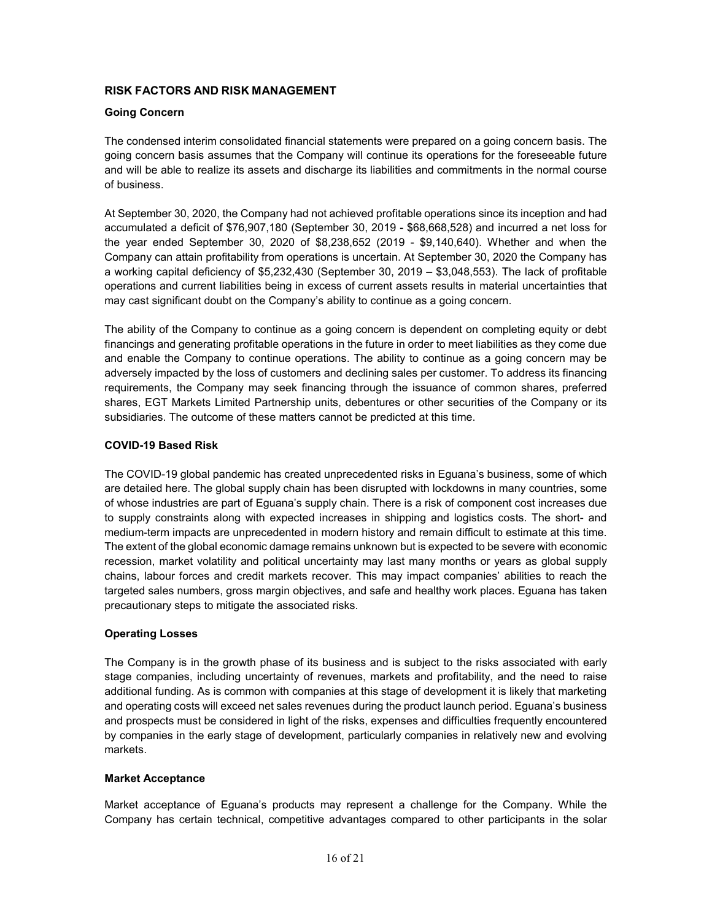## RISK FACTORS AND RISK MANAGEMENT

### Going Concern

The condensed interim consolidated financial statements were prepared on a going concern basis. The going concern basis assumes that the Company will continue its operations for the foreseeable future and will be able to realize its assets and discharge its liabilities and commitments in the normal course of business.

At September 30, 2020, the Company had not achieved profitable operations since its inception and had accumulated a deficit of $76,907,180 (September 30, 2019 - $68,668,528) and incurred a net loss for the year ended September 30, 2020 of $8,238,652 (2019 - $9,140,640). Whether and when the Company can attain profitability from operations is uncertain. At September 30, 2020 the Company has a working capital deficiency of $5,232,430 (September 30, 2019 – $3,048,553). The lack of profitable operations and current liabilities being in excess of current assets results in material uncertainties that may cast significant doubt on the Company's ability to continue as a going concern.

The ability of the Company to continue as a going concern is dependent on completing equity or debt financings and generating profitable operations in the future in order to meet liabilities as they come due and enable the Company to continue operations. The ability to continue as a going concern may be adversely impacted by the loss of customers and declining sales per customer. To address its financing requirements, the Company may seek financing through the issuance of common shares, preferred shares, EGT Markets Limited Partnership units, debentures or other securities of the Company or its subsidiaries. The outcome of these matters cannot be predicted at this time.

### COVID-19 Based Risk

The COVID-19 global pandemic has created unprecedented risks in Eguana's business, some of which are detailed here. The global supply chain has been disrupted with lockdowns in many countries, some of whose industries are part of Eguana's supply chain. There is a risk of component cost increases due to supply constraints along with expected increases in shipping and logistics costs. The short- and medium-term impacts are unprecedented in modern history and remain difficult to estimate at this time. The extent of the global economic damage remains unknown but is expected to be severe with economic recession, market volatility and political uncertainty may last many months or years as global supply chains, labour forces and credit markets recover. This may impact companies' abilities to reach the targeted sales numbers, gross margin objectives, and safe and healthy work places. Eguana has taken precautionary steps to mitigate the associated risks.

### Operating Losses

The Company is in the growth phase of its business and is subject to the risks associated with early stage companies, including uncertainty of revenues, markets and profitability, and the need to raise additional funding. As is common with companies at this stage of development it is likely that marketing and operating costs will exceed net sales revenues during the product launch period. Eguana's business and prospects must be considered in light of the risks, expenses and difficulties frequently encountered by companies in the early stage of development, particularly companies in relatively new and evolving markets.

### Market Acceptance

Market acceptance of Eguana's products may represent a challenge for the Company. While the Company has certain technical, competitive advantages compared to other participants in the solar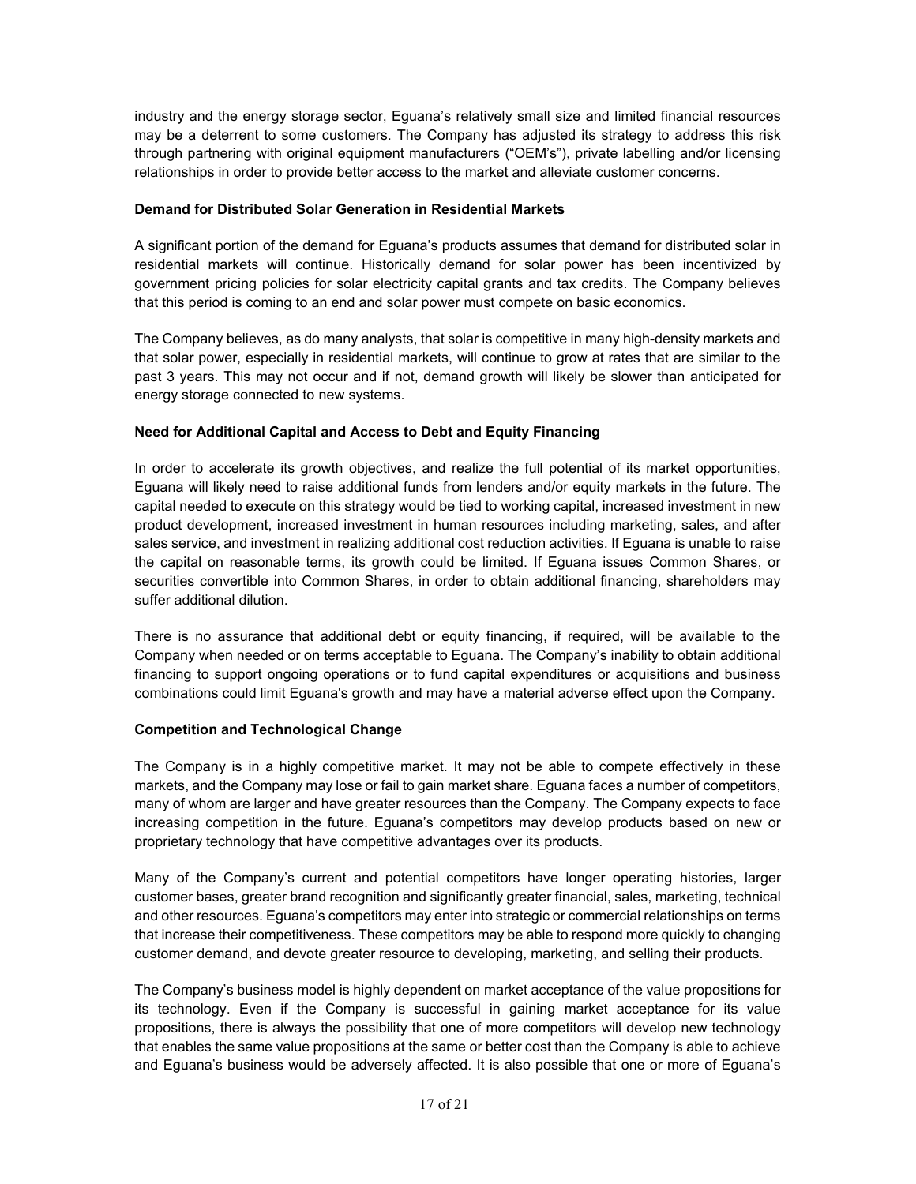industry and the energy storage sector, Eguana's relatively small size and limited financial resources may be a deterrent to some customers. The Company has adjusted its strategy to address this risk through partnering with original equipment manufacturers ("OEM's"), private labelling and/or licensing relationships in order to provide better access to the market and alleviate customer concerns.

**Demand for Distributed Solar Generation in Residential Markets**

A significant portion of the demand for Eguana's products assumes that demand for distributed solar in residential markets will continue. Historically demand for solar power has been incentivized by government pricing policies for solar electricity capital grants and tax credits. The Company believes that this period is coming to an end and solar power must compete on basic economics.

The Company believes, as do many analysts, that solar is competitive in many high-density markets and that solar power, especially in residential markets, will continue to grow at rates that are similar to the past 3 years. This may not occur and if not, demand growth will likely be slower than anticipated for energy storage connected to new systems.

**Need for Additional Capital and Access to Debt and Equity Financing**

In order to accelerate its growth objectives, and realize the full potential of its market opportunities, Eguana will likely need to raise additional funds from lenders and/or equity markets in the future. The capital needed to execute on this strategy would be tied to working capital, increased investment in new product development, increased investment in human resources including marketing, sales, and after sales service, and investment in realizing additional cost reduction activities. If Eguana is unable to raise the capital on reasonable terms, its growth could be limited. If Eguana issues Common Shares, or securities convertible into Common Shares, in order to obtain additional financing, shareholders may suffer additional dilution.

There is no assurance that additional debt or equity financing, if required, will be available to the Company when needed or on terms acceptable to Eguana. The Company's inability to obtain additional financing to support ongoing operations or to fund capital expenditures or acquisitions and business combinations could limit Eguana's growth and may have a material adverse effect upon the Company.

**Competition and Technological Change**

The Company is in a highly competitive market. It may not be able to compete effectively in these markets, and the Company may lose or fail to gain market share. Eguana faces a number of competitors, many of whom are larger and have greater resources than the Company. The Company expects to face increasing competition in the future. Eguana's competitors may develop products based on new or proprietary technology that have competitive advantages over its products.

Many of the Company's current and potential competitors have longer operating histories, larger customer bases, greater brand recognition and significantly greater financial, sales, marketing, technical and other resources. Eguana's competitors may enter into strategic or commercial relationships on terms that increase their competitiveness. These competitors may be able to respond more quickly to changing customer demand, and devote greater resource to developing, marketing, and selling their products.

The Company's business model is highly dependent on market acceptance of the value propositions for its technology. Even if the Company is successful in gaining market acceptance for its value propositions, there is always the possibility that one of more competitors will develop new technology that enables the same value propositions at the same or better cost than the Company is able to achieve and Eguana's business would be adversely affected. It is also possible that one or more of Eguana's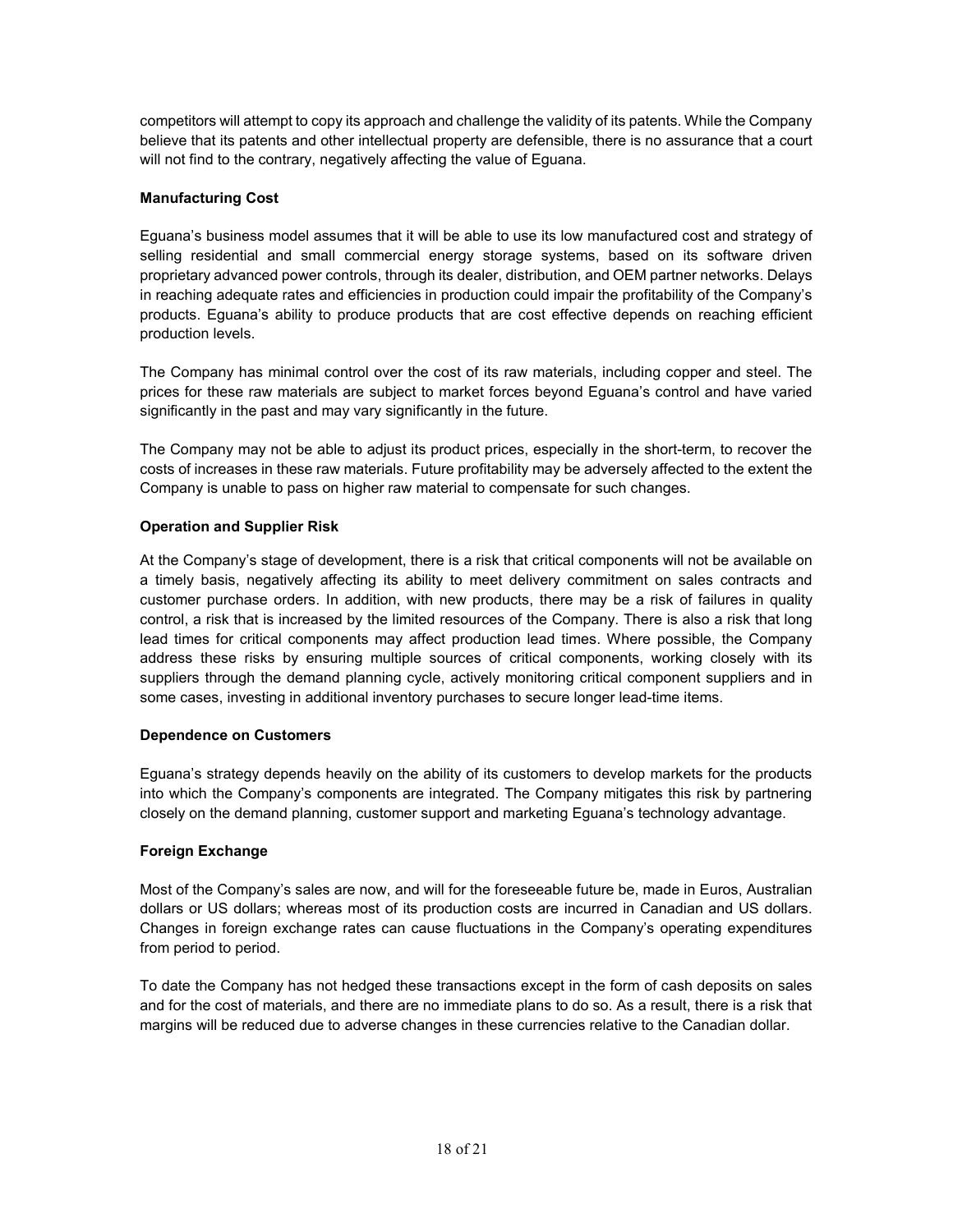competitors will attempt to copy its approach and challenge the validity of its patents. While the Company believe that its patents and other intellectual property are defensible, there is no assurance that a court will not find to the contrary, negatively affecting the value of Eguana.

**Manufacturing Cost**

Eguana's business model assumes that it will be able to use its low manufactured cost and strategy of selling residential and small commercial energy storage systems, based on its software driven proprietary advanced power controls, through its dealer, distribution, and OEM partner networks. Delays in reaching adequate rates and efficiencies in production could impair the profitability of the Company's products. Eguana's ability to produce products that are cost effective depends on reaching efficient production levels.

The Company has minimal control over the cost of its raw materials, including copper and steel. The prices for these raw materials are subject to market forces beyond Eguana's control and have varied significantly in the past and may vary significantly in the future.

The Company may not be able to adjust its product prices, especially in the short-term, to recover the costs of increases in these raw materials. Future profitability may be adversely affected to the extent the Company is unable to pass on higher raw material to compensate for such changes.

**Operation and Supplier Risk**

At the Company's stage of development, there is a risk that critical components will not be available on a timely basis, negatively affecting its ability to meet delivery commitment on sales contracts and customer purchase orders. In addition, with new products, there may be a risk of failures in quality control, a risk that is increased by the limited resources of the Company. There is also a risk that long lead times for critical components may affect production lead times. Where possible, the Company address these risks by ensuring multiple sources of critical components, working closely with its suppliers through the demand planning cycle, actively monitoring critical component suppliers and in some cases, investing in additional inventory purchases to secure longer lead-time items.

**Dependence on Customers**

Eguana's strategy depends heavily on the ability of its customers to develop markets for the products into which the Company's components are integrated. The Company mitigates this risk by partnering closely on the demand planning, customer support and marketing Eguana's technology advantage.

**Foreign Exchange**

Most of the Company's sales are now, and will for the foreseeable future be, made in Euros, Australian dollars or US dollars; whereas most of its production costs are incurred in Canadian and US dollars. Changes in foreign exchange rates can cause fluctuations in the Company's operating expenditures from period to period.

To date the Company has not hedged these transactions except in the form of cash deposits on sales and for the cost of materials, and there are no immediate plans to do so. As a result, there is a risk that margins will be reduced due to adverse changes in these currencies relative to the Canadian dollar.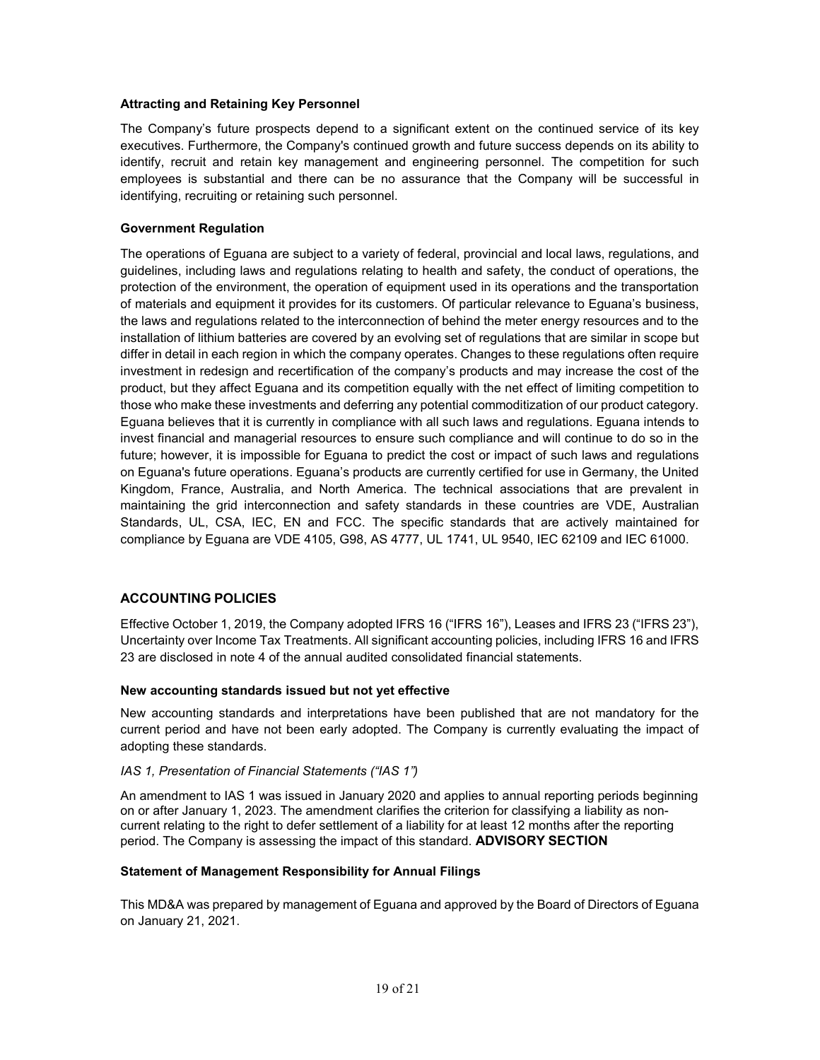#### Attracting and Retaining Key Personnel

The Company's future prospects depend to a significant extent on the continued service of its key executives. Furthermore, the Company's continued growth and future success depends on its ability to identify, recruit and retain key management and engineering personnel. The competition for such employees is substantial and there can be no assurance that the Company will be successful in identifying, recruiting or retaining such personnel.

#### Government Regulation

The operations of Eguana are subject to a variety of federal, provincial and local laws, regulations, and guidelines, including laws and regulations relating to health and safety, the conduct of operations, the protection of the environment, the operation of equipment used in its operations and the transportation of materials and equipment it provides for its customers. Of particular relevance to Eguana's business, the laws and regulations related to the interconnection of behind the meter energy resources and to the installation of lithium batteries are covered by an evolving set of regulations that are similar in scope but differ in detail in each region in which the company operates. Changes to these regulations often require investment in redesign and recertification of the company's products and may increase the cost of the product, but they affect Eguana and its competition equally with the net effect of limiting competition to those who make these investments and deferring any potential commoditization of our product category. Eguana believes that it is currently in compliance with all such laws and regulations. Eguana intends to invest financial and managerial resources to ensure such compliance and will continue to do so in the future; however, it is impossible for Eguana to predict the cost or impact of such laws and regulations on Eguana's future operations. Eguana's products are currently certified for use in Germany, the United Kingdom, France, Australia, and North America. The technical associations that are prevalent in maintaining the grid interconnection and safety standards in these countries are VDE, Australian Standards, UL, CSA, IEC, EN and FCC. The specific standards that are actively maintained for compliance by Eguana are VDE 4105, G98, AS 4777, UL 1741, UL 9540, IEC 62109 and IEC 61000.

## ACCOUNTING POLICIES

Effective October 1, 2019, the Company adopted IFRS 16 ("IFRS 16"), Leases and IFRS 23 ("IFRS 23"), Uncertainty over Income Tax Treatments. All significant accounting policies, including IFRS 16 and IFRS 23 are disclosed in note 4 of the annual audited consolidated financial statements.

#### New accounting standards issued but not yet effective

New accounting standards and interpretations have been published that are not mandatory for the current period and have not been early adopted. The Company is currently evaluating the impact of adopting these standards.

*IAS 1, Presentation of Financial Statements ("IAS 1")*

An amendment to IAS 1 was issued in January 2020 and applies to annual reporting periods beginning on or after January 1, 2023. The amendment clarifies the criterion for classifying a liability as non-current relating to the right to defer settlement of a liability for at least 12 months after the reporting period. The Company is assessing the impact of this standard.

## ADVISORY SECTION

#### Statement of Management Responsibility for Annual Filings

This MD&A was prepared by management of Eguana and approved by the Board of Directors of Eguana on January 21, 2021.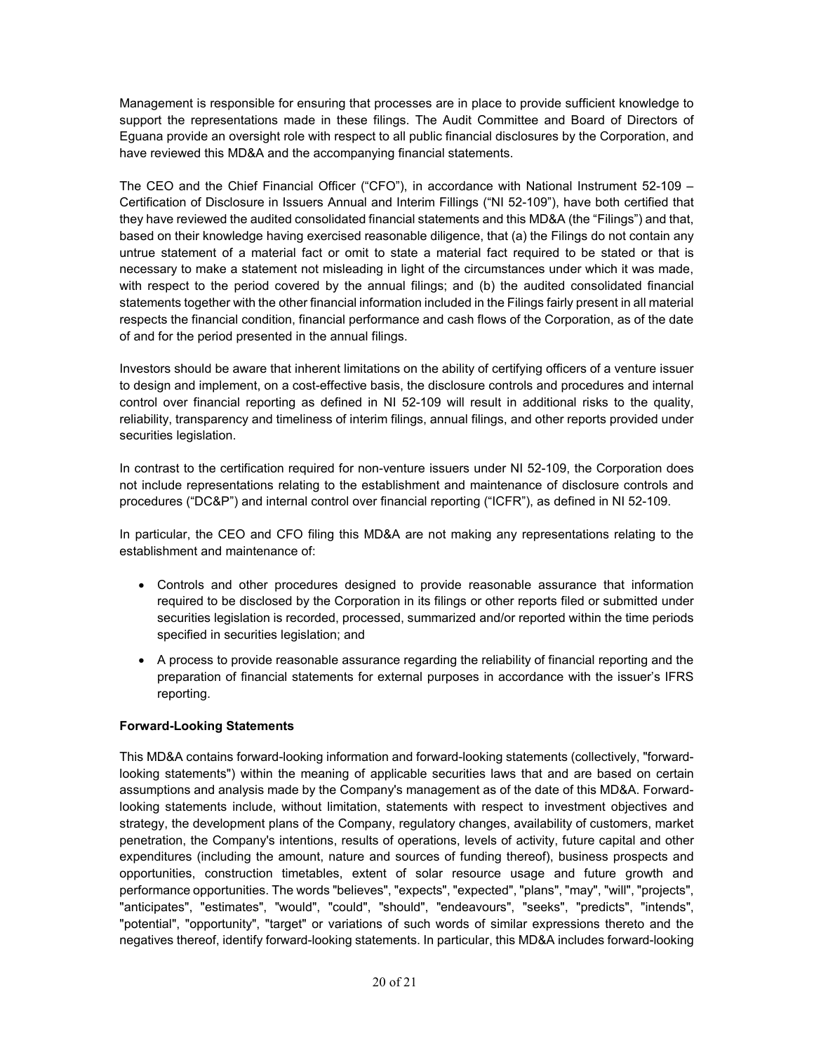Management is responsible for ensuring that processes are in place to provide sufficient knowledge to support the representations made in these filings. The Audit Committee and Board of Directors of Eguana provide an oversight role with respect to all public financial disclosures by the Corporation, and have reviewed this MD&A and the accompanying financial statements.

The CEO and the Chief Financial Officer ("CFO"), in accordance with National Instrument 52-109 – Certification of Disclosure in Issuers Annual and Interim Fillings ("NI 52-109"), have both certified that they have reviewed the audited consolidated financial statements and this MD&A (the "Filings") and that, based on their knowledge having exercised reasonable diligence, that (a) the Filings do not contain any untrue statement of a material fact or omit to state a material fact required to be stated or that is necessary to make a statement not misleading in light of the circumstances under which it was made, with respect to the period covered by the annual filings; and (b) the audited consolidated financial statements together with the other financial information included in the Filings fairly present in all material respects the financial condition, financial performance and cash flows of the Corporation, as of the date of and for the period presented in the annual filings.

Investors should be aware that inherent limitations on the ability of certifying officers of a venture issuer to design and implement, on a cost-effective basis, the disclosure controls and procedures and internal control over financial reporting as defined in NI 52-109 will result in additional risks to the quality, reliability, transparency and timeliness of interim filings, annual filings, and other reports provided under securities legislation.

In contrast to the certification required for non-venture issuers under NI 52-109, the Corporation does not include representations relating to the establishment and maintenance of disclosure controls and procedures ("DC&P") and internal control over financial reporting ("ICFR"), as defined in NI 52-109.

In particular, the CEO and CFO filing this MD&A are not making any representations relating to the establishment and maintenance of:

- Controls and other procedures designed to provide reasonable assurance that information required to be disclosed by the Corporation in its filings or other reports filed or submitted under securities legislation is recorded, processed, summarized and/or reported within the time periods specified in securities legislation; and
- A process to provide reasonable assurance regarding the reliability of financial reporting and the preparation of financial statements for external purposes in accordance with the issuer's IFRS reporting.

**Forward-Looking Statements**

This MD&A contains forward-looking information and forward-looking statements (collectively, "forward-looking statements") within the meaning of applicable securities laws that and are based on certain assumptions and analysis made by the Company's management as of the date of this MD&A. Forward-looking statements include, without limitation, statements with respect to investment objectives and strategy, the development plans of the Company, regulatory changes, availability of customers, market penetration, the Company's intentions, results of operations, levels of activity, future capital and other expenditures (including the amount, nature and sources of funding thereof), business prospects and opportunities, construction timetables, extent of solar resource usage and future growth and performance opportunities. The words "believes", "expects", "expected", "plans", "may", "will", "projects", "anticipates", "estimates", "would", "could", "should", "endeavours", "seeks", "predicts", "intends", "potential", "opportunity", "target" or variations of such words of similar expressions thereto and the negatives thereof, identify forward-looking statements. In particular, this MD&A includes forward-looking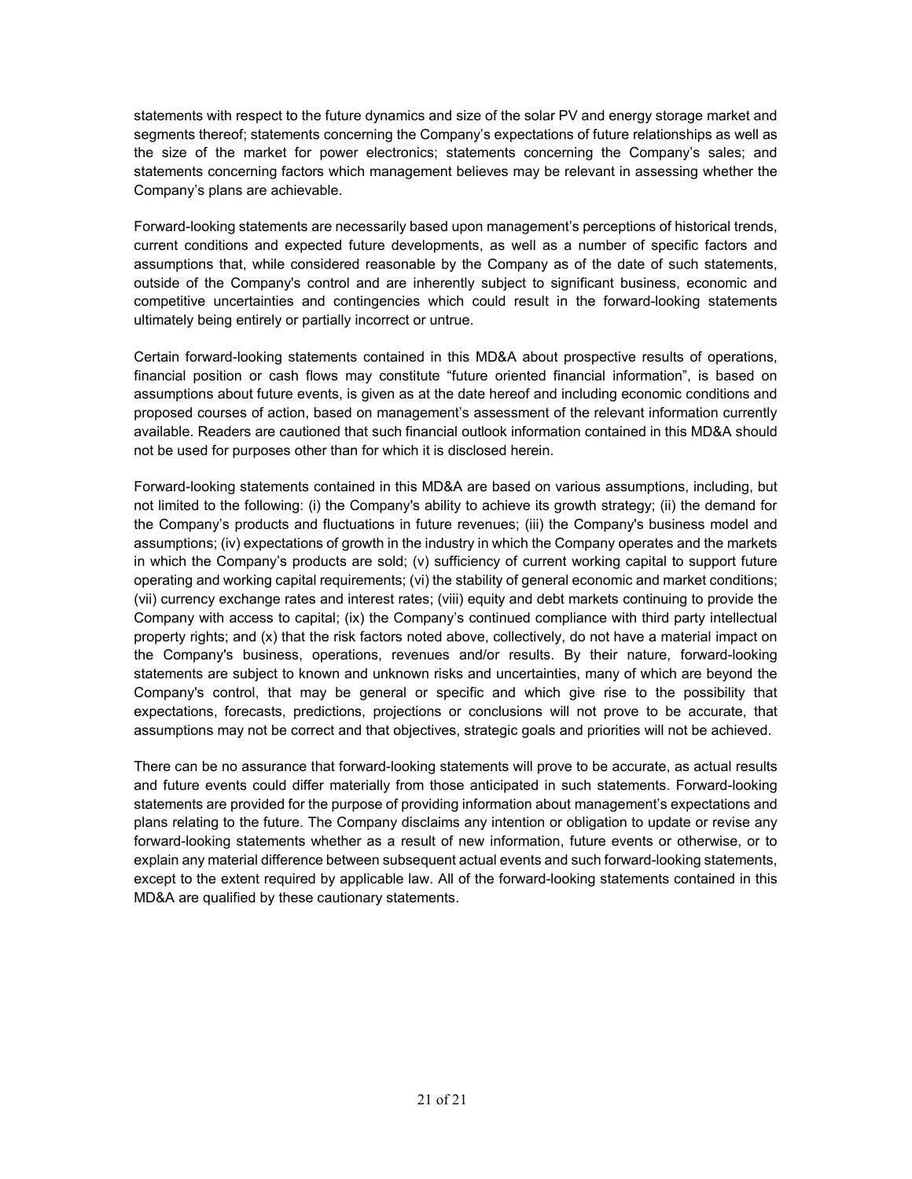statements with respect to the future dynamics and size of the solar PV and energy storage market and segments thereof; statements concerning the Company's expectations of future relationships as well as the size of the market for power electronics; statements concerning the Company's sales; and statements concerning factors which management believes may be relevant in assessing whether the Company's plans are achievable.

Forward-looking statements are necessarily based upon management's perceptions of historical trends, current conditions and expected future developments, as well as a number of specific factors and assumptions that, while considered reasonable by the Company as of the date of such statements, outside of the Company's control and are inherently subject to significant business, economic and competitive uncertainties and contingencies which could result in the forward-looking statements ultimately being entirely or partially incorrect or untrue.

Certain forward-looking statements contained in this MD&A about prospective results of operations, financial position or cash flows may constitute "future oriented financial information", is based on assumptions about future events, is given as at the date hereof and including economic conditions and proposed courses of action, based on management's assessment of the relevant information currently available. Readers are cautioned that such financial outlook information contained in this MD&A should not be used for purposes other than for which it is disclosed herein.

Forward-looking statements contained in this MD&A are based on various assumptions, including, but not limited to the following: (i) the Company's ability to achieve its growth strategy; (ii) the demand for the Company's products and fluctuations in future revenues; (iii) the Company's business model and assumptions; (iv) expectations of growth in the industry in which the Company operates and the markets in which the Company's products are sold; (v) sufficiency of current working capital to support future operating and working capital requirements; (vi) the stability of general economic and market conditions; (vii) currency exchange rates and interest rates; (viii) equity and debt markets continuing to provide the Company with access to capital; (ix) the Company's continued compliance with third party intellectual property rights; and (x) that the risk factors noted above, collectively, do not have a material impact on the Company's business, operations, revenues and/or results. By their nature, forward-looking statements are subject to known and unknown risks and uncertainties, many of which are beyond the Company's control, that may be general or specific and which give rise to the possibility that expectations, forecasts, predictions, projections or conclusions will not prove to be accurate, that assumptions may not be correct and that objectives, strategic goals and priorities will not be achieved.

There can be no assurance that forward-looking statements will prove to be accurate, as actual results and future events could differ materially from those anticipated in such statements. Forward-looking statements are provided for the purpose of providing information about management's expectations and plans relating to the future. The Company disclaims any intention or obligation to update or revise any forward-looking statements whether as a result of new information, future events or otherwise, or to explain any material difference between subsequent actual events and such forward-looking statements, except to the extent required by applicable law. All of the forward-looking statements contained in this MD&A are qualified by these cautionary statements.